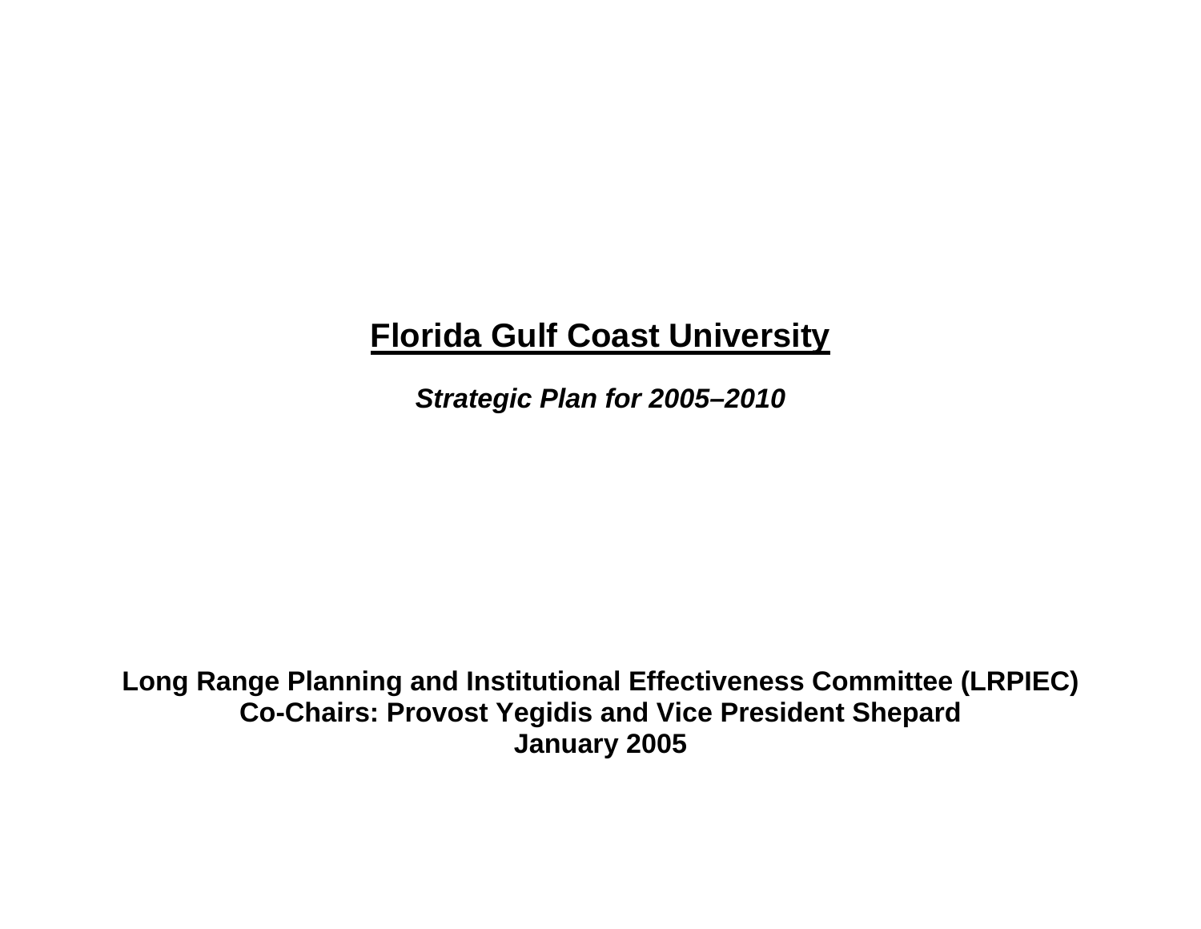# Florida Gulf Coast University

***Strategic Plan for 2005–2010***

**Long Range Planning and Institutional Effectiveness Committee (LRPIEC)**
**Co-Chairs: Provost Yegidis and Vice President Shepard**
**January 2005**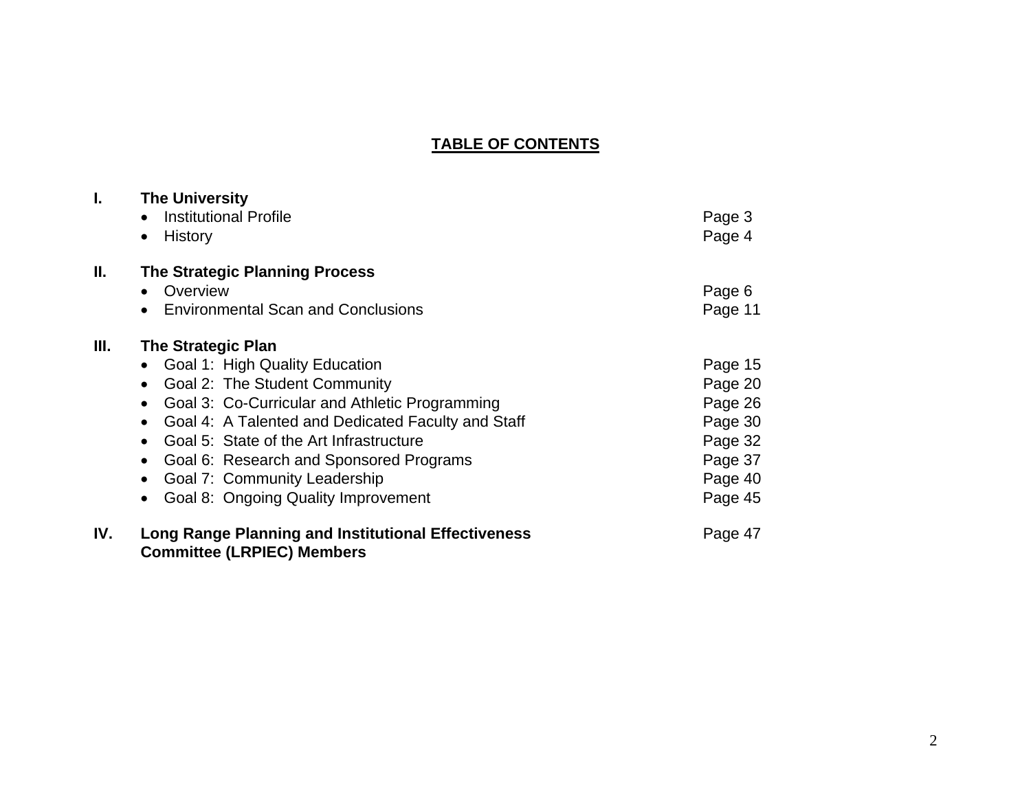# TABLE OF CONTENTS

**I. The University**

- Institutional Profile — Page 3
- History — Page 4

**II. The Strategic Planning Process**

- Overview — Page 6
- Environmental Scan and Conclusions — Page 11

**III. The Strategic Plan**

- Goal 1: High Quality Education — Page 15
- Goal 2: The Student Community — Page 20
- Goal 3: Co-Curricular and Athletic Programming — Page 26
- Goal 4: A Talented and Dedicated Faculty and Staff — Page 30
- Goal 5: State of the Art Infrastructure — Page 32
- Goal 6: Research and Sponsored Programs — Page 37
- Goal 7: Community Leadership — Page 40
- Goal 8: Ongoing Quality Improvement — Page 45

**IV. Long Range Planning and Institutional Effectiveness Committee (LRPIEC) Members** — Page 47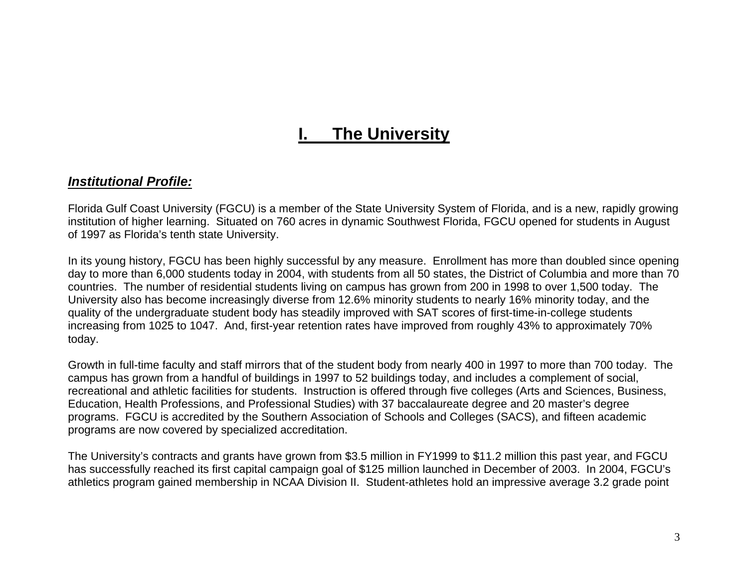# I. The University

## ***Institutional Profile:***

Florida Gulf Coast University (FGCU) is a member of the State University System of Florida, and is a new, rapidly growing institution of higher learning. Situated on 760 acres in dynamic Southwest Florida, FGCU opened for students in August of 1997 as Florida's tenth state University.

In its young history, FGCU has been highly successful by any measure. Enrollment has more than doubled since opening day to more than 6,000 students today in 2004, with students from all 50 states, the District of Columbia and more than 70 countries. The number of residential students living on campus has grown from 200 in 1998 to over 1,500 today. The University also has become increasingly diverse from 12.6% minority students to nearly 16% minority today, and the quality of the undergraduate student body has steadily improved with SAT scores of first-time-in-college students increasing from 1025 to 1047. And, first-year retention rates have improved from roughly 43% to approximately 70% today.

Growth in full-time faculty and staff mirrors that of the student body from nearly 400 in 1997 to more than 700 today. The campus has grown from a handful of buildings in 1997 to 52 buildings today, and includes a complement of social, recreational and athletic facilities for students. Instruction is offered through five colleges (Arts and Sciences, Business, Education, Health Professions, and Professional Studies) with 37 baccalaureate degree and 20 master's degree programs. FGCU is accredited by the Southern Association of Schools and Colleges (SACS), and fifteen academic programs are now covered by specialized accreditation.

The University's contracts and grants have grown from $3.5 million in FY1999 to $11.2 million this past year, and FGCU has successfully reached its first capital campaign goal of $125 million launched in December of 2003. In 2004, FGCU's athletics program gained membership in NCAA Division II. Student-athletes hold an impressive average 3.2 grade point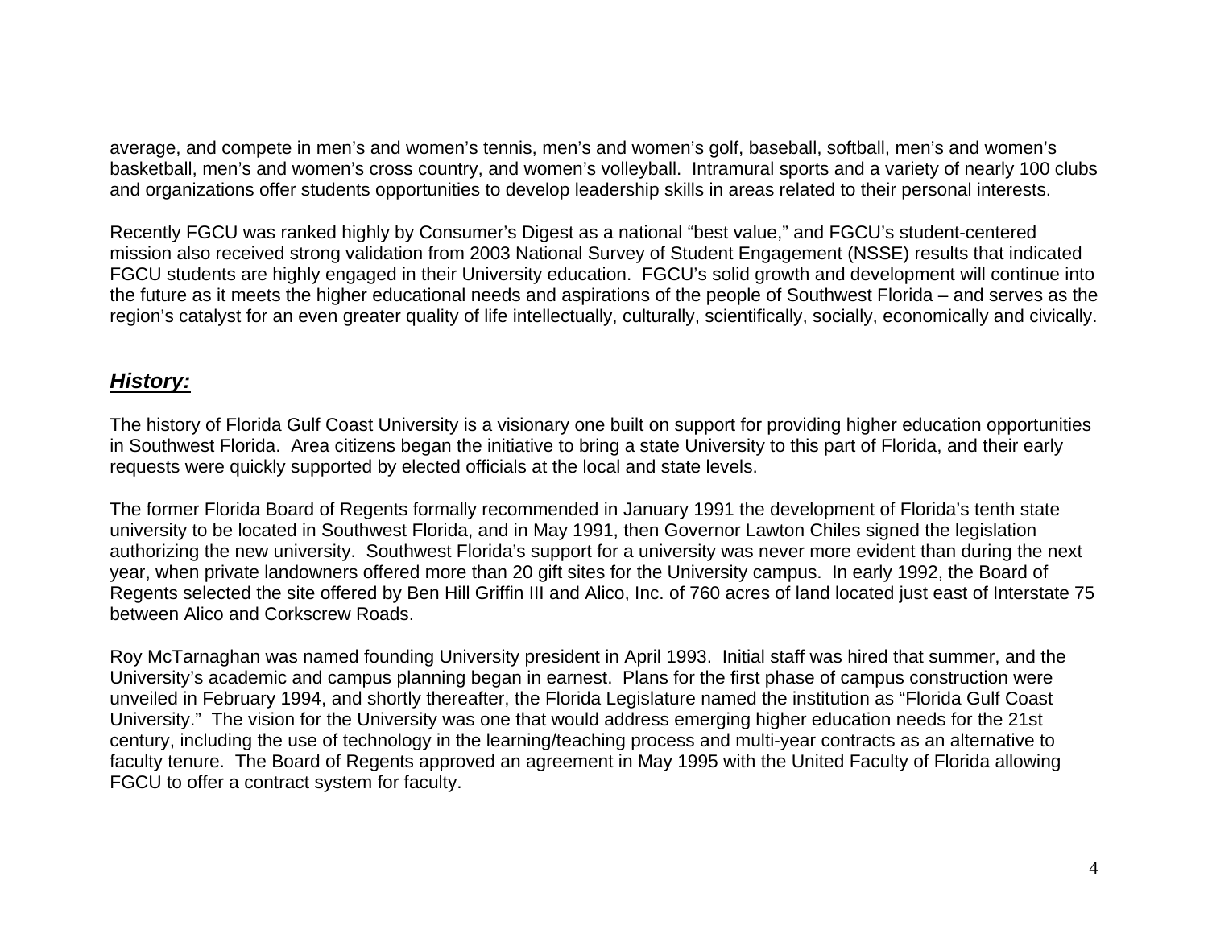average, and compete in men's and women's tennis, men's and women's golf, baseball, softball, men's and women's basketball, men's and women's cross country, and women's volleyball. Intramural sports and a variety of nearly 100 clubs and organizations offer students opportunities to develop leadership skills in areas related to their personal interests.

Recently FGCU was ranked highly by Consumer's Digest as a national "best value," and FGCU's student-centered mission also received strong validation from 2003 National Survey of Student Engagement (NSSE) results that indicated FGCU students are highly engaged in their University education. FGCU's solid growth and development will continue into the future as it meets the higher educational needs and aspirations of the people of Southwest Florida – and serves as the region's catalyst for an even greater quality of life intellectually, culturally, scientifically, socially, economically and civically.

## ***History:***

The history of Florida Gulf Coast University is a visionary one built on support for providing higher education opportunities in Southwest Florida. Area citizens began the initiative to bring a state University to this part of Florida, and their early requests were quickly supported by elected officials at the local and state levels.

The former Florida Board of Regents formally recommended in January 1991 the development of Florida's tenth state university to be located in Southwest Florida, and in May 1991, then Governor Lawton Chiles signed the legislation authorizing the new university. Southwest Florida's support for a university was never more evident than during the next year, when private landowners offered more than 20 gift sites for the University campus. In early 1992, the Board of Regents selected the site offered by Ben Hill Griffin III and Alico, Inc. of 760 acres of land located just east of Interstate 75 between Alico and Corkscrew Roads.

Roy McTarnaghan was named founding University president in April 1993. Initial staff was hired that summer, and the University's academic and campus planning began in earnest. Plans for the first phase of campus construction were unveiled in February 1994, and shortly thereafter, the Florida Legislature named the institution as "Florida Gulf Coast University." The vision for the University was one that would address emerging higher education needs for the 21st century, including the use of technology in the learning/teaching process and multi-year contracts as an alternative to faculty tenure. The Board of Regents approved an agreement in May 1995 with the United Faculty of Florida allowing FGCU to offer a contract system for faculty.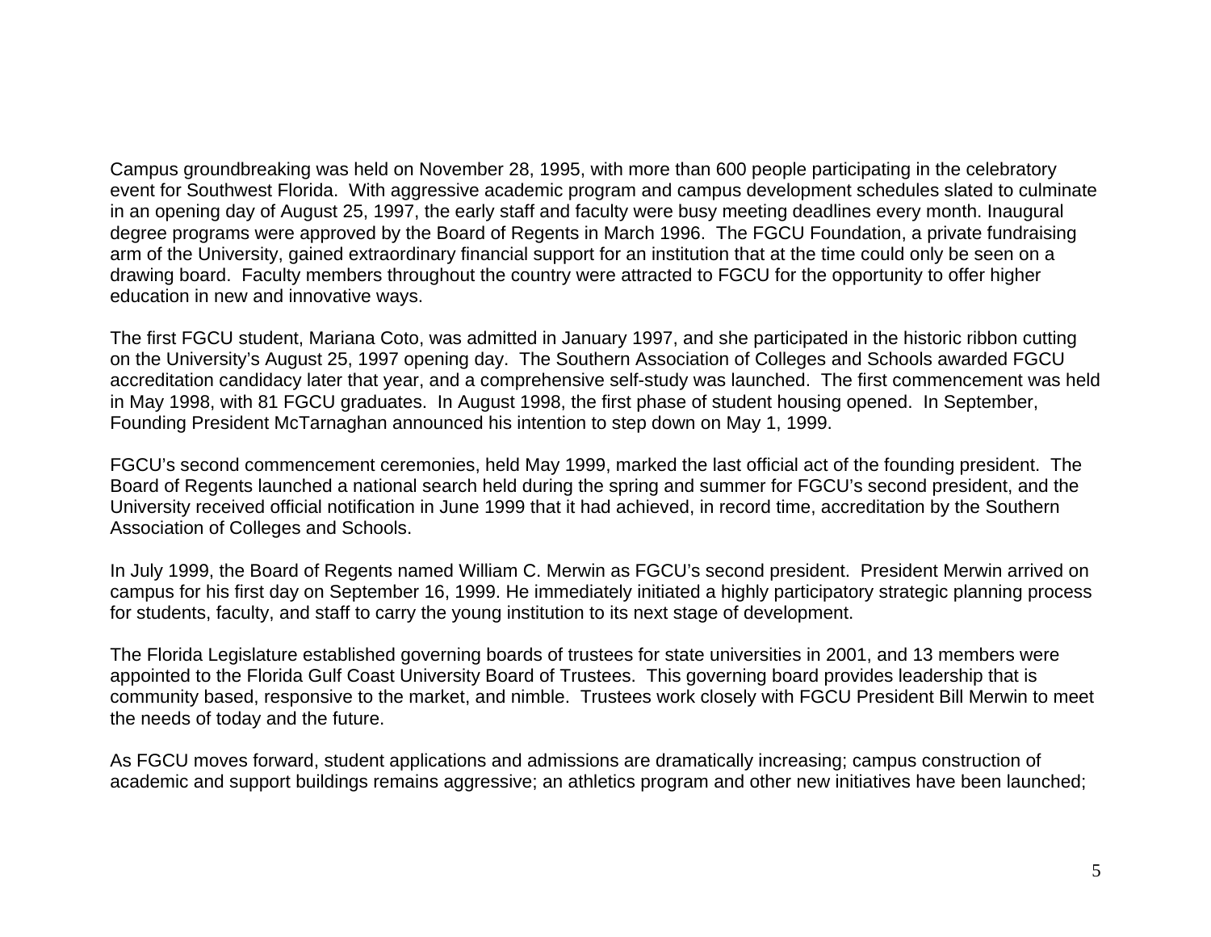Campus groundbreaking was held on November 28, 1995, with more than 600 people participating in the celebratory event for Southwest Florida. With aggressive academic program and campus development schedules slated to culminate in an opening day of August 25, 1997, the early staff and faculty were busy meeting deadlines every month. Inaugural degree programs were approved by the Board of Regents in March 1996. The FGCU Foundation, a private fundraising arm of the University, gained extraordinary financial support for an institution that at the time could only be seen on a drawing board. Faculty members throughout the country were attracted to FGCU for the opportunity to offer higher education in new and innovative ways.

The first FGCU student, Mariana Coto, was admitted in January 1997, and she participated in the historic ribbon cutting on the University's August 25, 1997 opening day. The Southern Association of Colleges and Schools awarded FGCU accreditation candidacy later that year, and a comprehensive self-study was launched. The first commencement was held in May 1998, with 81 FGCU graduates. In August 1998, the first phase of student housing opened. In September, Founding President McTarnaghan announced his intention to step down on May 1, 1999.

FGCU's second commencement ceremonies, held May 1999, marked the last official act of the founding president. The Board of Regents launched a national search held during the spring and summer for FGCU's second president, and the University received official notification in June 1999 that it had achieved, in record time, accreditation by the Southern Association of Colleges and Schools.

In July 1999, the Board of Regents named William C. Merwin as FGCU's second president. President Merwin arrived on campus for his first day on September 16, 1999. He immediately initiated a highly participatory strategic planning process for students, faculty, and staff to carry the young institution to its next stage of development.

The Florida Legislature established governing boards of trustees for state universities in 2001, and 13 members were appointed to the Florida Gulf Coast University Board of Trustees. This governing board provides leadership that is community based, responsive to the market, and nimble. Trustees work closely with FGCU President Bill Merwin to meet the needs of today and the future.

As FGCU moves forward, student applications and admissions are dramatically increasing; campus construction of academic and support buildings remains aggressive; an athletics program and other new initiatives have been launched;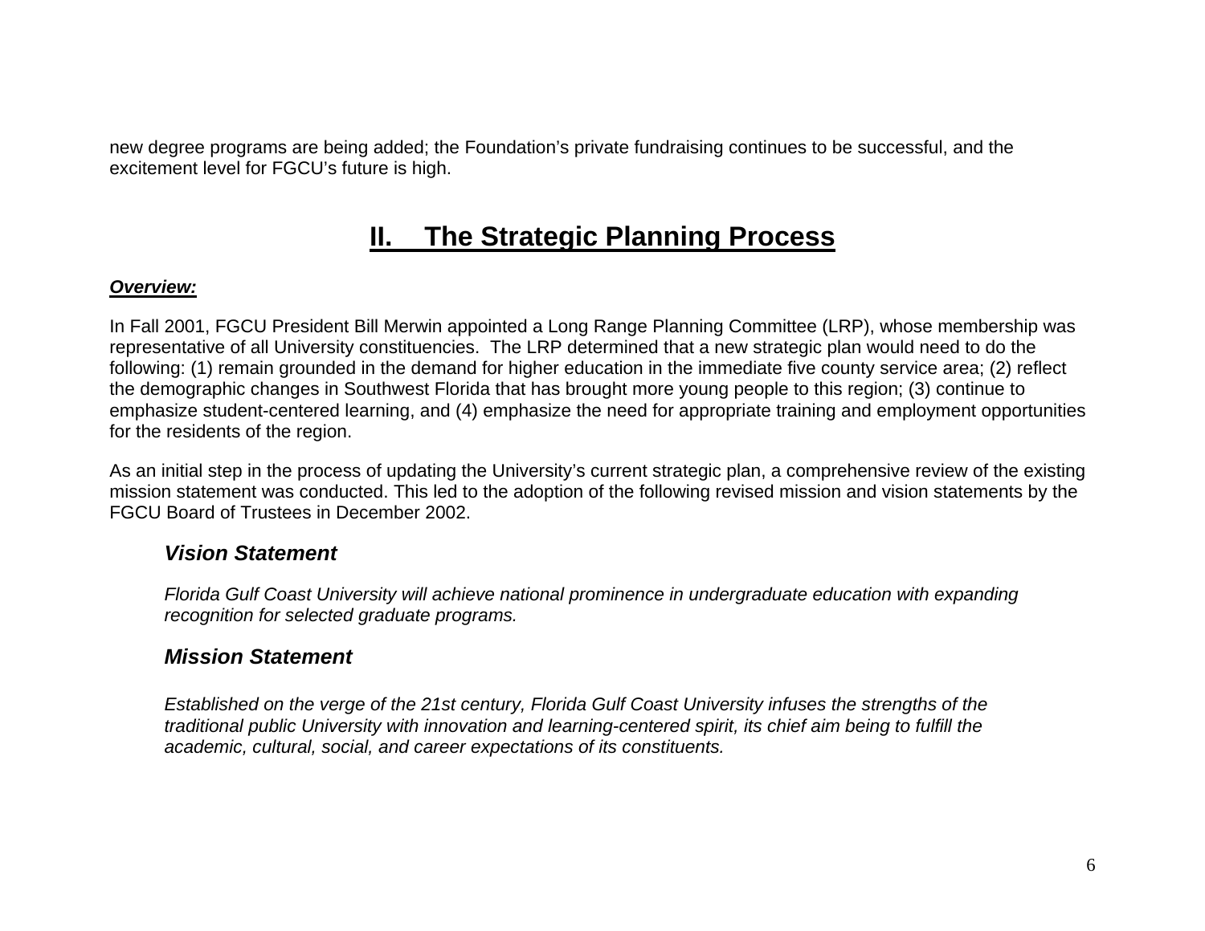new degree programs are being added; the Foundation's private fundraising continues to be successful, and the excitement level for FGCU's future is high.

## II. The Strategic Planning Process

***Overview:***

In Fall 2001, FGCU President Bill Merwin appointed a Long Range Planning Committee (LRP), whose membership was representative of all University constituencies. The LRP determined that a new strategic plan would need to do the following: (1) remain grounded in the demand for higher education in the immediate five county service area; (2) reflect the demographic changes in Southwest Florida that has brought more young people to this region; (3) continue to emphasize student-centered learning, and (4) emphasize the need for appropriate training and employment opportunities for the residents of the region.

As an initial step in the process of updating the University's current strategic plan, a comprehensive review of the existing mission statement was conducted. This led to the adoption of the following revised mission and vision statements by the FGCU Board of Trustees in December 2002.

### *Vision Statement*

*Florida Gulf Coast University will achieve national prominence in undergraduate education with expanding recognition for selected graduate programs.*

### *Mission Statement*

*Established on the verge of the 21st century, Florida Gulf Coast University infuses the strengths of the traditional public University with innovation and learning-centered spirit, its chief aim being to fulfill the academic, cultural, social, and career expectations of its constituents.*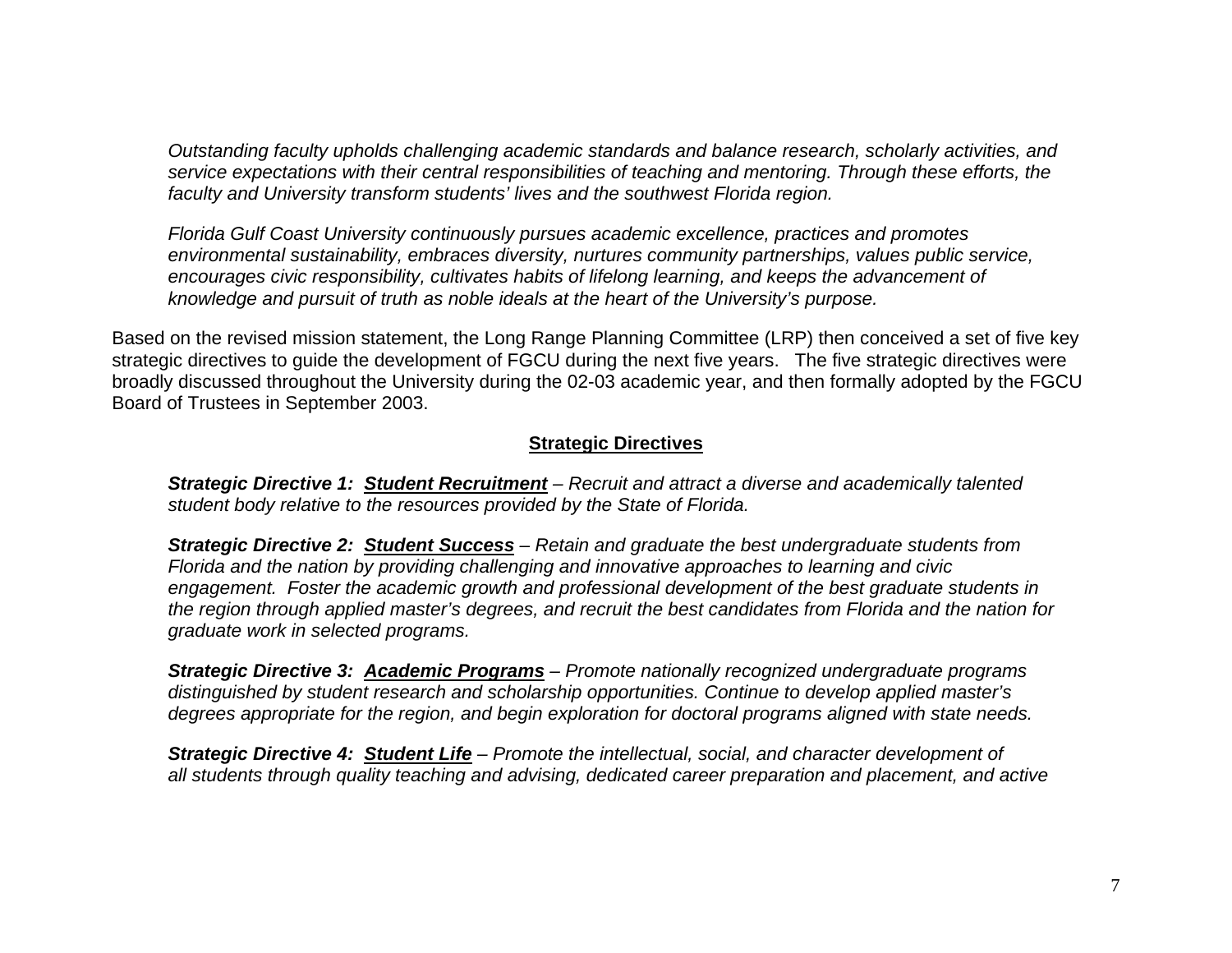*Outstanding faculty upholds challenging academic standards and balance research, scholarly activities, and service expectations with their central responsibilities of teaching and mentoring. Through these efforts, the faculty and University transform students' lives and the southwest Florida region.*

*Florida Gulf Coast University continuously pursues academic excellence, practices and promotes environmental sustainability, embraces diversity, nurtures community partnerships, values public service, encourages civic responsibility, cultivates habits of lifelong learning, and keeps the advancement of knowledge and pursuit of truth as noble ideals at the heart of the University's purpose.*

Based on the revised mission statement, the Long Range Planning Committee (LRP) then conceived a set of five key strategic directives to guide the development of FGCU during the next five years. The five strategic directives were broadly discussed throughout the University during the 02-03 academic year, and then formally adopted by the FGCU Board of Trustees in September 2003.

## Strategic Directives

***Strategic Directive 1: Student Recruitment*** *– Recruit and attract a diverse and academically talented student body relative to the resources provided by the State of Florida.*

***Strategic Directive 2: Student Success*** *– Retain and graduate the best undergraduate students from Florida and the nation by providing challenging and innovative approaches to learning and civic engagement. Foster the academic growth and professional development of the best graduate students in the region through applied master's degrees, and recruit the best candidates from Florida and the nation for graduate work in selected programs.*

***Strategic Directive 3: Academic Programs*** *– Promote nationally recognized undergraduate programs distinguished by student research and scholarship opportunities. Continue to develop applied master's degrees appropriate for the region, and begin exploration for doctoral programs aligned with state needs.*

***Strategic Directive 4: Student Life*** *– Promote the intellectual, social, and character development of all students through quality teaching and advising, dedicated career preparation and placement, and active*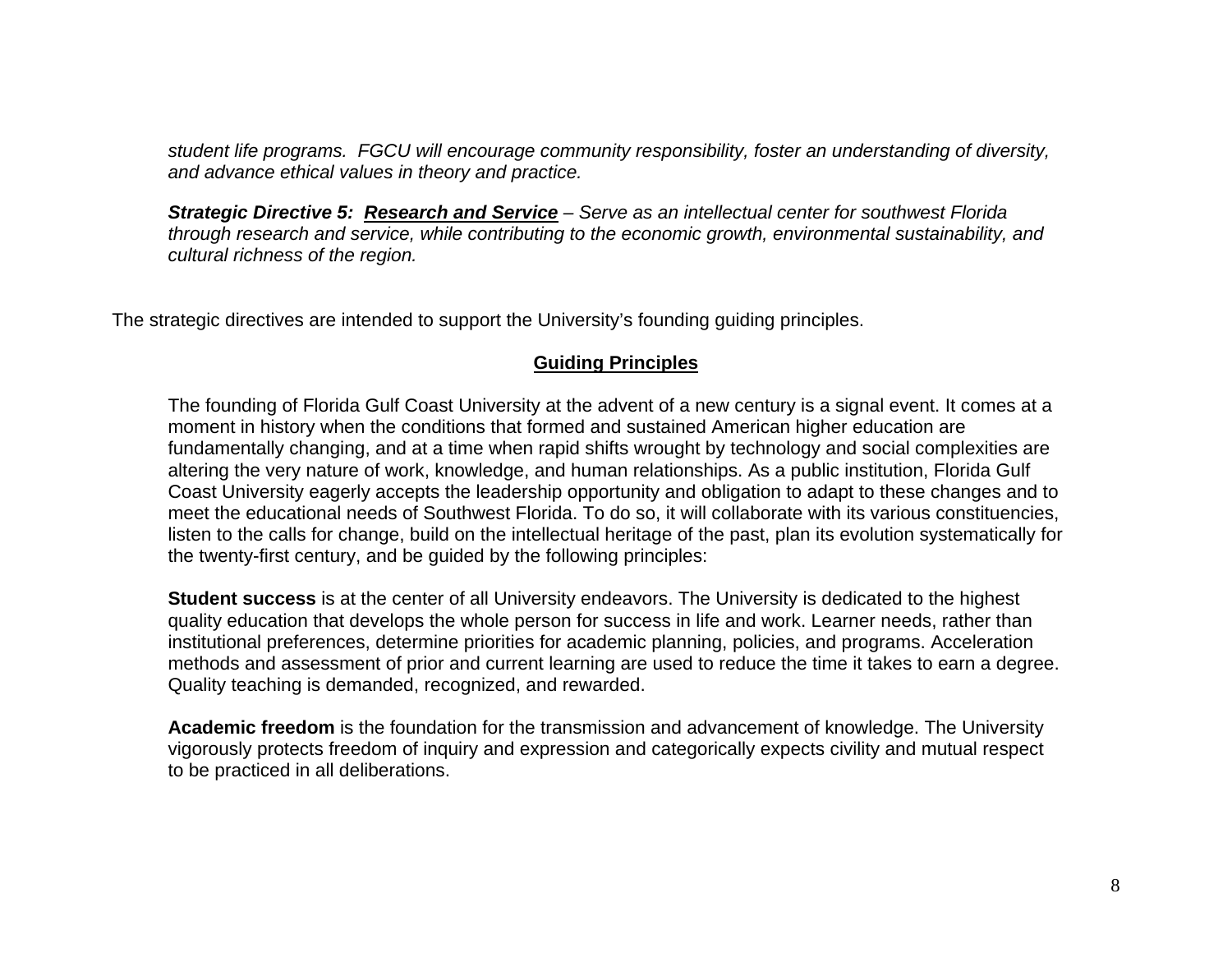*student life programs. FGCU will encourage community responsibility, foster an understanding of diversity, and advance ethical values in theory and practice.*

***Strategic Directive 5: Research and Service*** *– Serve as an intellectual center for southwest Florida through research and service, while contributing to the economic growth, environmental sustainability, and cultural richness of the region.*

The strategic directives are intended to support the University's founding guiding principles.

## Guiding Principles

The founding of Florida Gulf Coast University at the advent of a new century is a signal event. It comes at a moment in history when the conditions that formed and sustained American higher education are fundamentally changing, and at a time when rapid shifts wrought by technology and social complexities are altering the very nature of work, knowledge, and human relationships. As a public institution, Florida Gulf Coast University eagerly accepts the leadership opportunity and obligation to adapt to these changes and to meet the educational needs of Southwest Florida. To do so, it will collaborate with its various constituencies, listen to the calls for change, build on the intellectual heritage of the past, plan its evolution systematically for the twenty-first century, and be guided by the following principles:

**Student success** is at the center of all University endeavors. The University is dedicated to the highest quality education that develops the whole person for success in life and work. Learner needs, rather than institutional preferences, determine priorities for academic planning, policies, and programs. Acceleration methods and assessment of prior and current learning are used to reduce the time it takes to earn a degree. Quality teaching is demanded, recognized, and rewarded.

**Academic freedom** is the foundation for the transmission and advancement of knowledge. The University vigorously protects freedom of inquiry and expression and categorically expects civility and mutual respect to be practiced in all deliberations.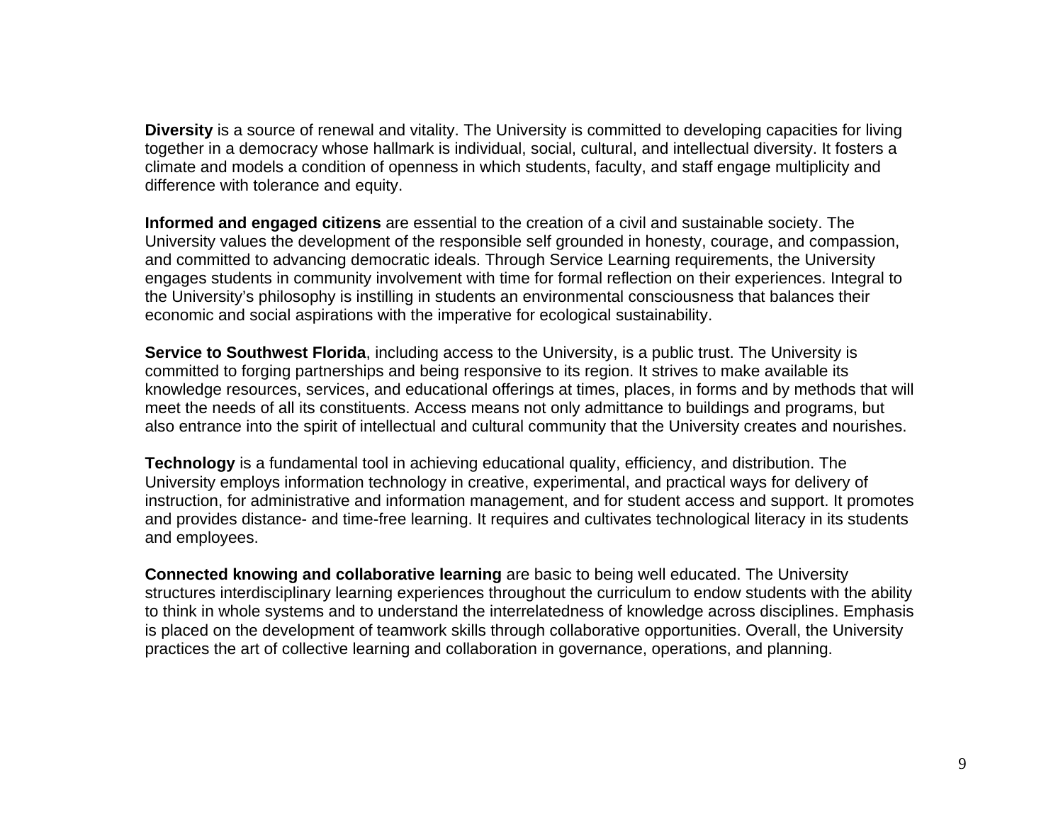**Diversity** is a source of renewal and vitality. The University is committed to developing capacities for living together in a democracy whose hallmark is individual, social, cultural, and intellectual diversity. It fosters a climate and models a condition of openness in which students, faculty, and staff engage multiplicity and difference with tolerance and equity.

**Informed and engaged citizens** are essential to the creation of a civil and sustainable society. The University values the development of the responsible self grounded in honesty, courage, and compassion, and committed to advancing democratic ideals. Through Service Learning requirements, the University engages students in community involvement with time for formal reflection on their experiences. Integral to the University's philosophy is instilling in students an environmental consciousness that balances their economic and social aspirations with the imperative for ecological sustainability.

**Service to Southwest Florida**, including access to the University, is a public trust. The University is committed to forging partnerships and being responsive to its region. It strives to make available its knowledge resources, services, and educational offerings at times, places, in forms and by methods that will meet the needs of all its constituents. Access means not only admittance to buildings and programs, but also entrance into the spirit of intellectual and cultural community that the University creates and nourishes.

**Technology** is a fundamental tool in achieving educational quality, efficiency, and distribution. The University employs information technology in creative, experimental, and practical ways for delivery of instruction, for administrative and information management, and for student access and support. It promotes and provides distance- and time-free learning. It requires and cultivates technological literacy in its students and employees.

**Connected knowing and collaborative learning** are basic to being well educated. The University structures interdisciplinary learning experiences throughout the curriculum to endow students with the ability to think in whole systems and to understand the interrelatedness of knowledge across disciplines. Emphasis is placed on the development of teamwork skills through collaborative opportunities. Overall, the University practices the art of collective learning and collaboration in governance, operations, and planning.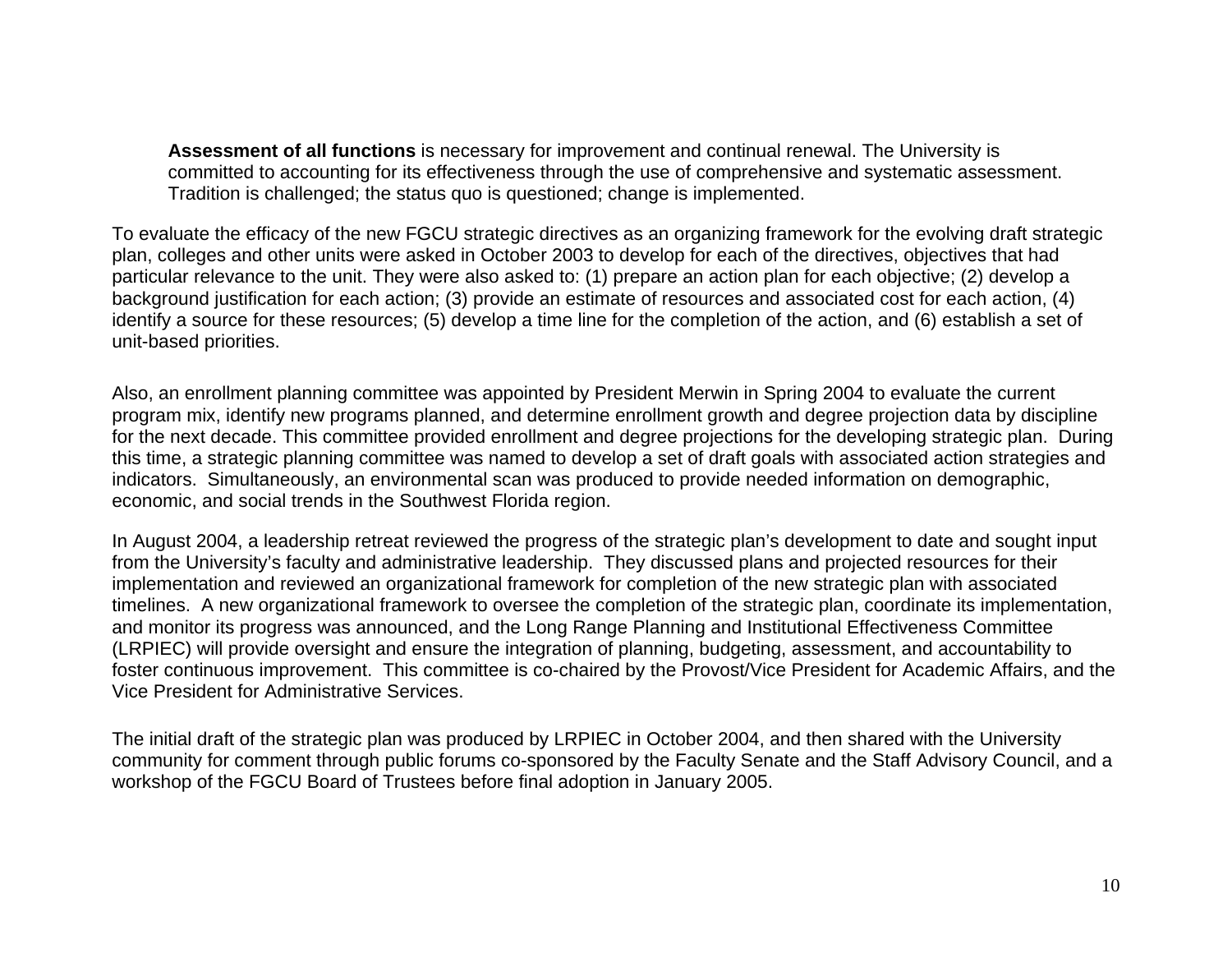**Assessment of all functions** is necessary for improvement and continual renewal. The University is committed to accounting for its effectiveness through the use of comprehensive and systematic assessment. Tradition is challenged; the status quo is questioned; change is implemented.

To evaluate the efficacy of the new FGCU strategic directives as an organizing framework for the evolving draft strategic plan, colleges and other units were asked in October 2003 to develop for each of the directives, objectives that had particular relevance to the unit. They were also asked to: (1) prepare an action plan for each objective; (2) develop a background justification for each action; (3) provide an estimate of resources and associated cost for each action, (4) identify a source for these resources; (5) develop a time line for the completion of the action, and (6) establish a set of unit-based priorities.

Also, an enrollment planning committee was appointed by President Merwin in Spring 2004 to evaluate the current program mix, identify new programs planned, and determine enrollment growth and degree projection data by discipline for the next decade. This committee provided enrollment and degree projections for the developing strategic plan. During this time, a strategic planning committee was named to develop a set of draft goals with associated action strategies and indicators. Simultaneously, an environmental scan was produced to provide needed information on demographic, economic, and social trends in the Southwest Florida region.

In August 2004, a leadership retreat reviewed the progress of the strategic plan's development to date and sought input from the University's faculty and administrative leadership. They discussed plans and projected resources for their implementation and reviewed an organizational framework for completion of the new strategic plan with associated timelines. A new organizational framework to oversee the completion of the strategic plan, coordinate its implementation, and monitor its progress was announced, and the Long Range Planning and Institutional Effectiveness Committee (LRPIEC) will provide oversight and ensure the integration of planning, budgeting, assessment, and accountability to foster continuous improvement. This committee is co-chaired by the Provost/Vice President for Academic Affairs, and the Vice President for Administrative Services.

The initial draft of the strategic plan was produced by LRPIEC in October 2004, and then shared with the University community for comment through public forums co-sponsored by the Faculty Senate and the Staff Advisory Council, and a workshop of the FGCU Board of Trustees before final adoption in January 2005.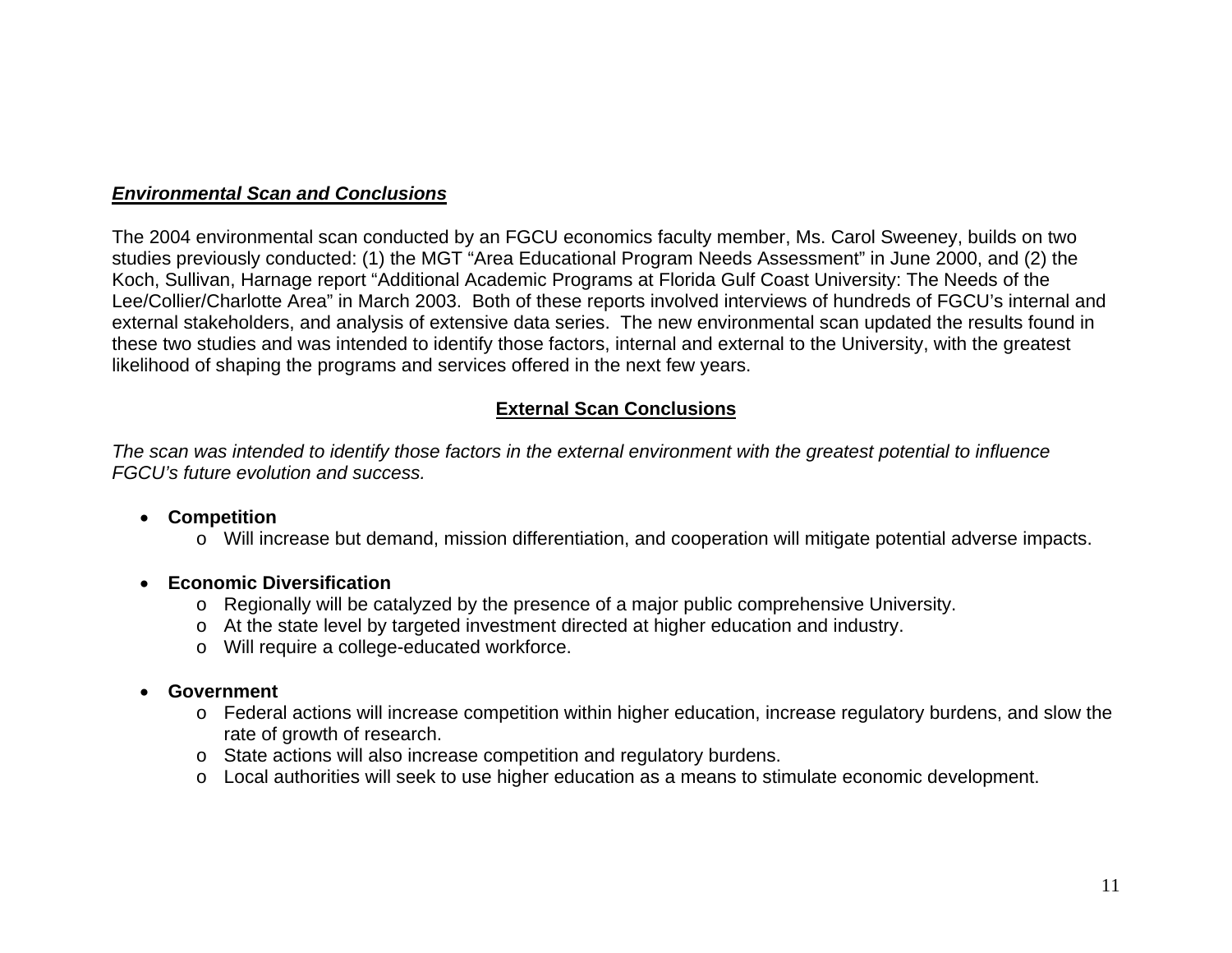### ***Environmental Scan and Conclusions***

The 2004 environmental scan conducted by an FGCU economics faculty member, Ms. Carol Sweeney, builds on two studies previously conducted: (1) the MGT "Area Educational Program Needs Assessment" in June 2000, and (2) the Koch, Sullivan, Harnage report "Additional Academic Programs at Florida Gulf Coast University: The Needs of the Lee/Collier/Charlotte Area" in March 2003. Both of these reports involved interviews of hundreds of FGCU's internal and external stakeholders, and analysis of extensive data series. The new environmental scan updated the results found in these two studies and was intended to identify those factors, internal and external to the University, with the greatest likelihood of shaping the programs and services offered in the next few years.

## External Scan Conclusions

*The scan was intended to identify those factors in the external environment with the greatest potential to influence FGCU's future evolution and success.*

- **Competition**
  - Will increase but demand, mission differentiation, and cooperation will mitigate potential adverse impacts.

- **Economic Diversification**
  - Regionally will be catalyzed by the presence of a major public comprehensive University.
  - At the state level by targeted investment directed at higher education and industry.
  - Will require a college-educated workforce.

- **Government**
  - Federal actions will increase competition within higher education, increase regulatory burdens, and slow the rate of growth of research.
  - State actions will also increase competition and regulatory burdens.
  - Local authorities will seek to use higher education as a means to stimulate economic development.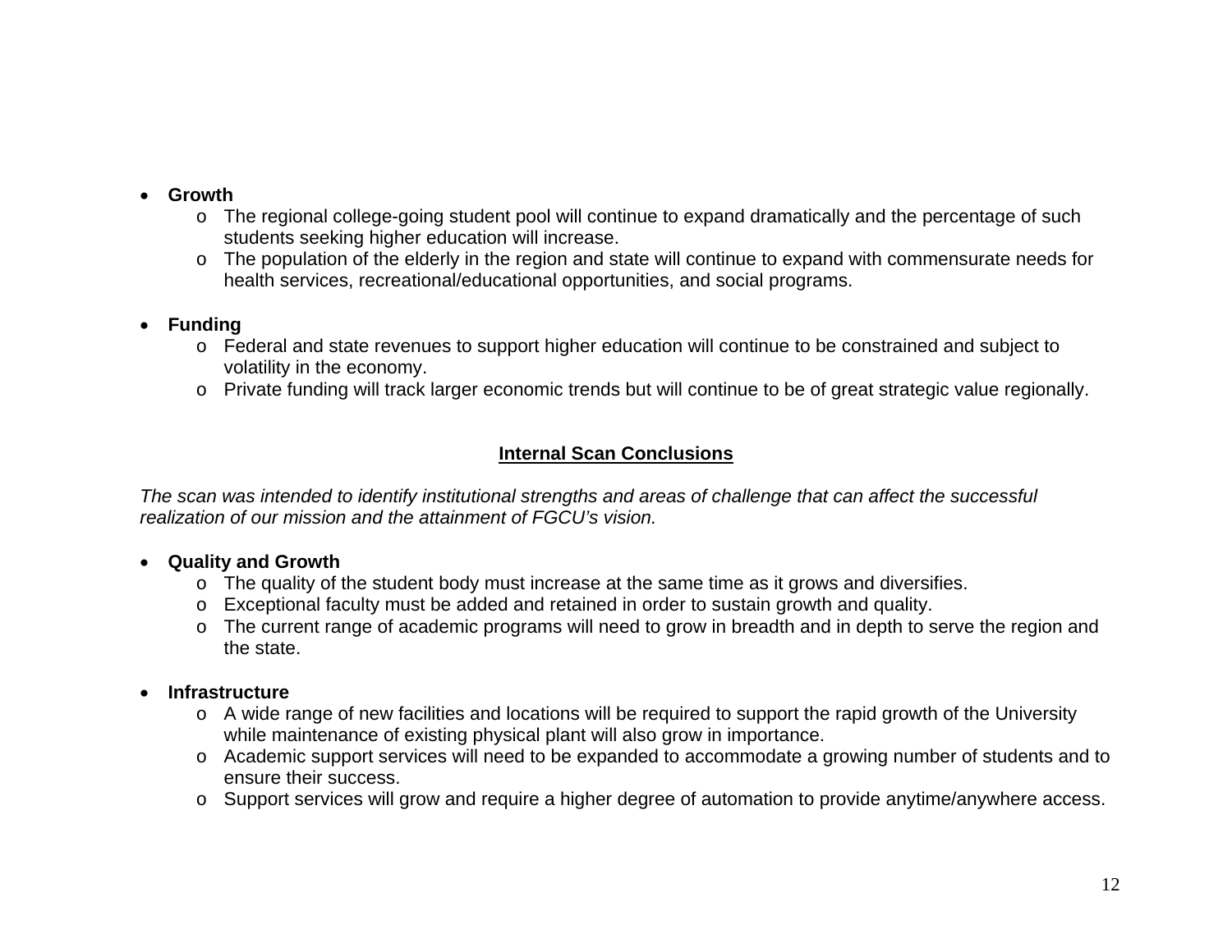- **Growth**
  - The regional college-going student pool will continue to expand dramatically and the percentage of such students seeking higher education will increase.
  - The population of the elderly in the region and state will continue to expand with commensurate needs for health services, recreational/educational opportunities, and social programs.

- **Funding**
  - Federal and state revenues to support higher education will continue to be constrained and subject to volatility in the economy.
  - Private funding will track larger economic trends but will continue to be of great strategic value regionally.

## Internal Scan Conclusions

*The scan was intended to identify institutional strengths and areas of challenge that can affect the successful realization of our mission and the attainment of FGCU's vision.*

- **Quality and Growth**
  - The quality of the student body must increase at the same time as it grows and diversifies.
  - Exceptional faculty must be added and retained in order to sustain growth and quality.
  - The current range of academic programs will need to grow in breadth and in depth to serve the region and the state.

- **Infrastructure**
  - A wide range of new facilities and locations will be required to support the rapid growth of the University while maintenance of existing physical plant will also grow in importance.
  - Academic support services will need to be expanded to accommodate a growing number of students and to ensure their success.
  - Support services will grow and require a higher degree of automation to provide anytime/anywhere access.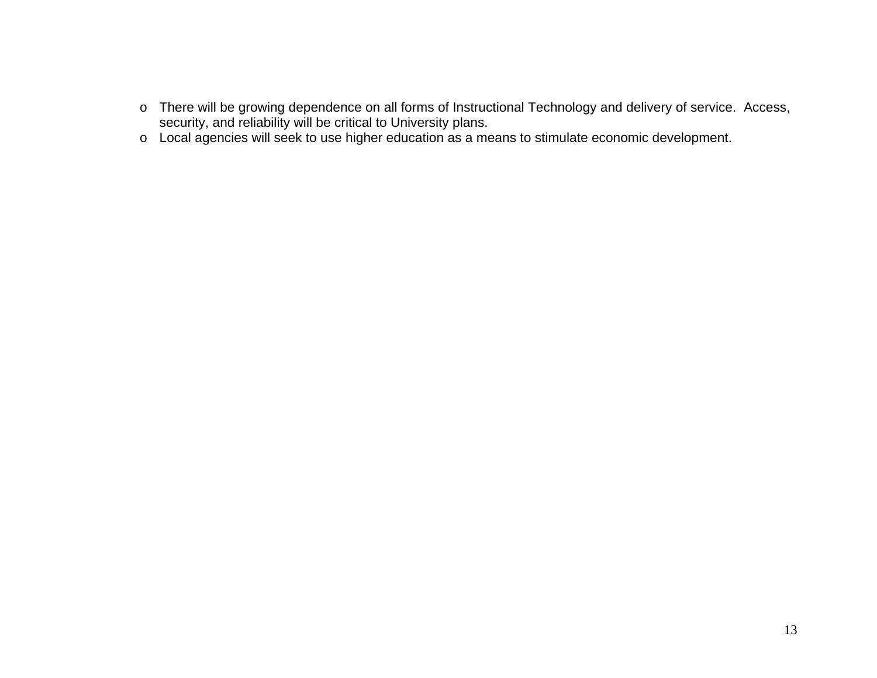- There will be growing dependence on all forms of Instructional Technology and delivery of service. Access, security, and reliability will be critical to University plans.
- Local agencies will seek to use higher education as a means to stimulate economic development.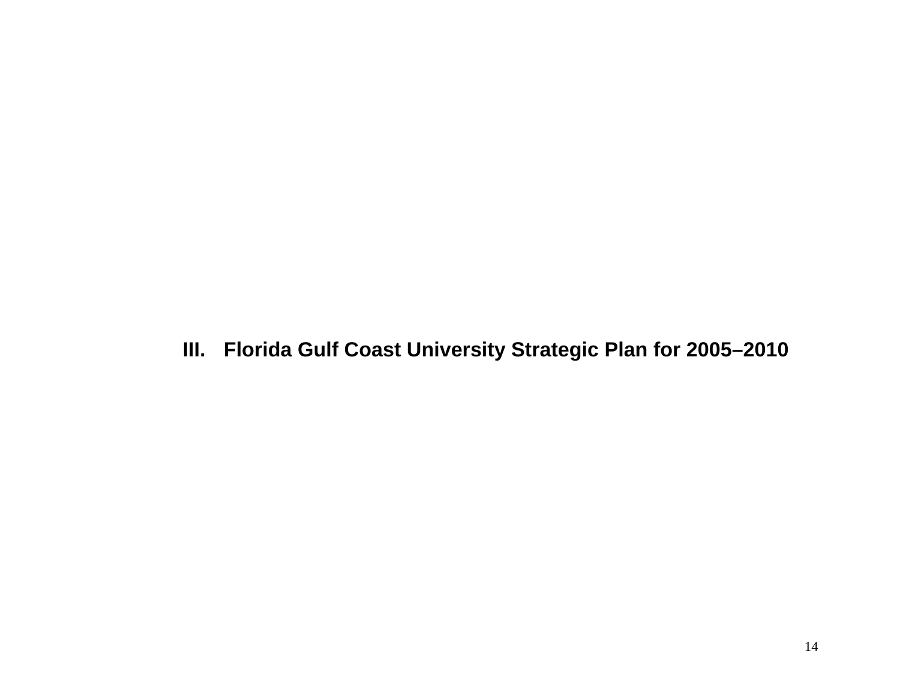# III. Florida Gulf Coast University Strategic Plan for 2005–2010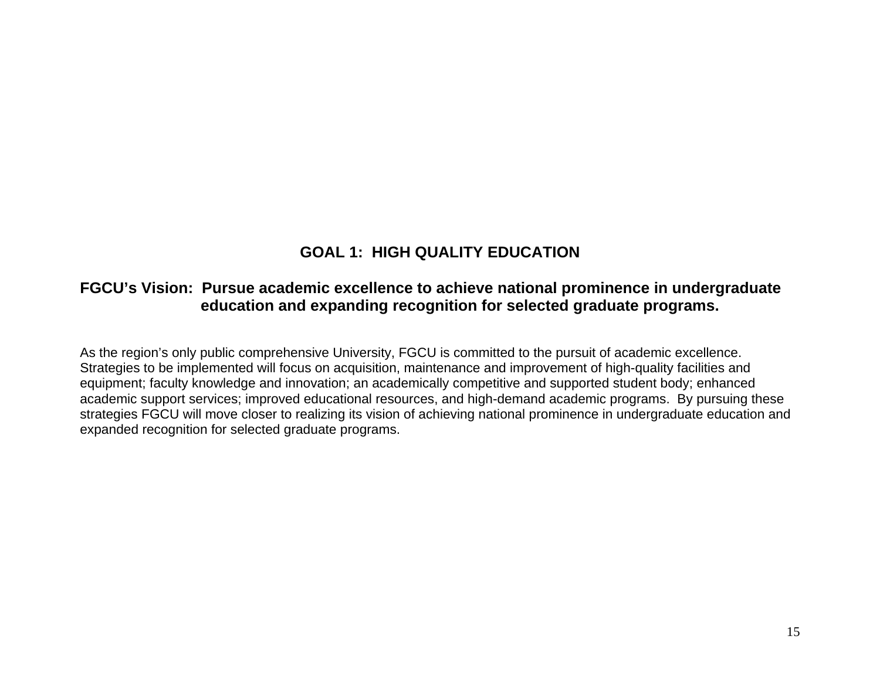## GOAL 1: HIGH QUALITY EDUCATION

**FGCU's Vision: Pursue academic excellence to achieve national prominence in undergraduate education and expanding recognition for selected graduate programs.**

As the region's only public comprehensive University, FGCU is committed to the pursuit of academic excellence. Strategies to be implemented will focus on acquisition, maintenance and improvement of high-quality facilities and equipment; faculty knowledge and innovation; an academically competitive and supported student body; enhanced academic support services; improved educational resources, and high-demand academic programs. By pursuing these strategies FGCU will move closer to realizing its vision of achieving national prominence in undergraduate education and expanded recognition for selected graduate programs.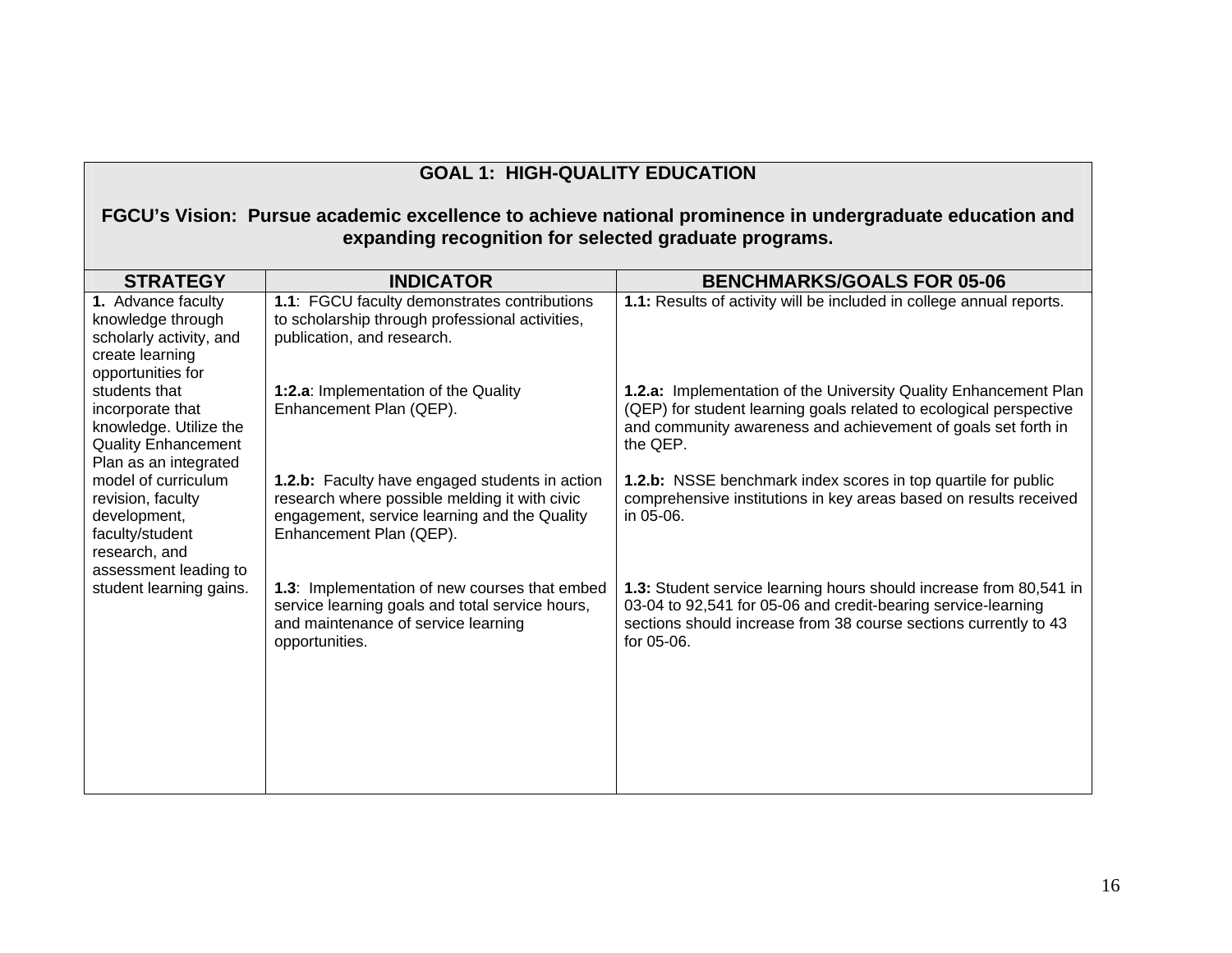**GOAL 1: HIGH-QUALITY EDUCATION**

**FGCU's Vision: Pursue academic excellence to achieve national prominence in undergraduate education and expanding recognition for selected graduate programs.**

| STRATEGY | INDICATOR | BENCHMARKS/GOALS FOR 05-06 |
|---|---|---|
| **1.** Advance faculty knowledge through scholarly activity, and create learning opportunities for students that incorporate that knowledge. Utilize the Quality Enhancement Plan as an integrated model of curriculum revision, faculty development, faculty/student research, and assessment leading to student learning gains. | **1.1**: FGCU faculty demonstrates contributions to scholarship through professional activities, publication, and research. | **1.1:** Results of activity will be included in college annual reports. |
| | **1:2.a**: Implementation of the Quality Enhancement Plan (QEP). | **1.2.a:** Implementation of the University Quality Enhancement Plan (QEP) for student learning goals related to ecological perspective and community awareness and achievement of goals set forth in the QEP. |
| | **1.2.b:** Faculty have engaged students in action research where possible melding it with civic engagement, service learning and the Quality Enhancement Plan (QEP). | **1.2.b:** NSSE benchmark index scores in top quartile for public comprehensive institutions in key areas based on results received in 05-06. |
| | **1.3**: Implementation of new courses that embed service learning goals and total service hours, and maintenance of service learning opportunities. | **1.3:** Student service learning hours should increase from 80,541 in 03-04 to 92,541 for 05-06 and credit-bearing service-learning sections should increase from 38 course sections currently to 43 for 05-06. |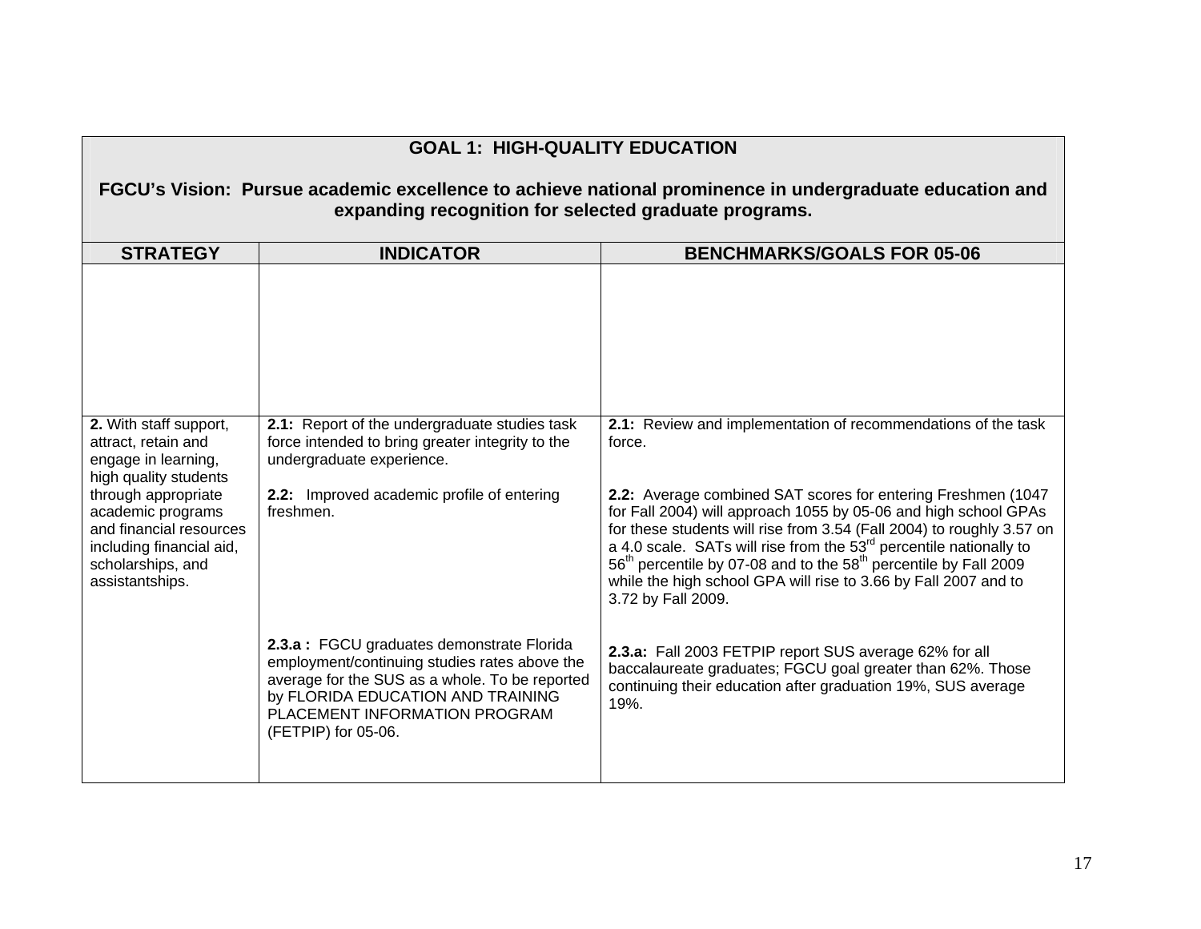| GOAL 1: HIGH-QUALITY EDUCATION<br><br>FGCU's Vision: Pursue academic excellence to achieve national prominence in undergraduate education and expanding recognition for selected graduate programs. | | |
|---|---|---|
| **STRATEGY** | **INDICATOR** | **BENCHMARKS/GOALS FOR 05-06** |
| | | |
| **2.** With staff support, attract, retain and engage in learning, high quality students through appropriate academic programs and financial resources including financial aid, scholarships, and assistantships. | **2.1:** Report of the undergraduate studies task force intended to bring greater integrity to the undergraduate experience.<br><br>**2.2:** Improved academic profile of entering freshmen.<br><br>**2.3.a :** FGCU graduates demonstrate Florida employment/continuing studies rates above the average for the SUS as a whole. To be reported by FLORIDA EDUCATION AND TRAINING PLACEMENT INFORMATION PROGRAM (FETPIP) for 05-06. | **2.1:** Review and implementation of recommendations of the task force.<br><br>**2.2:** Average combined SAT scores for entering Freshmen (1047 for Fall 2004) will approach 1055 by 05-06 and high school GPAs for these students will rise from 3.54 (Fall 2004) to roughly 3.57 on a 4.0 scale. SATs will rise from the 53rd percentile nationally to 56th percentile by 07-08 and to the 58th percentile by Fall 2009 while the high school GPA will rise to 3.66 by Fall 2007 and to 3.72 by Fall 2009.<br><br>**2.3.a:** Fall 2003 FETPIP report SUS average 62% for all baccalaureate graduates; FGCU goal greater than 62%. Those continuing their education after graduation 19%, SUS average 19%. |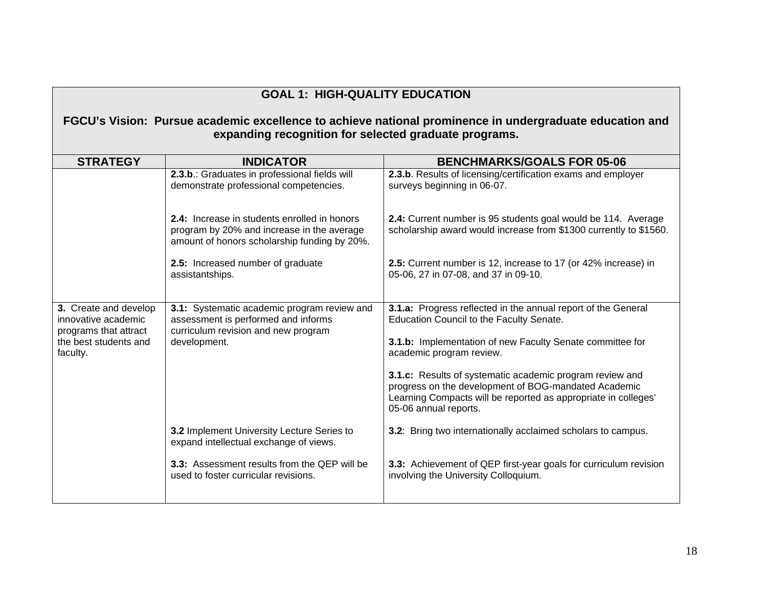| GOAL 1: HIGH-QUALITY EDUCATION<br><br>FGCU's Vision: Pursue academic excellence to achieve national prominence in undergraduate education and expanding recognition for selected graduate programs. | | |
|---|---|---|
| **STRATEGY** | **INDICATOR** | **BENCHMARKS/GOALS FOR 05-06** |
| | **2.3.b**.: Graduates in professional fields will demonstrate professional competencies.<br><br>**2.4:** Increase in students enrolled in honors program by 20% and increase in the average amount of honors scholarship funding by 20%.<br><br>**2.5:** Increased number of graduate assistantships. | **2.3.b**. Results of licensing/certification exams and employer surveys beginning in 06-07.<br><br>**2.4:** Current number is 95 students goal would be 114. Average scholarship award would increase from $1300 currently to $1560.<br><br>**2.5:** Current number is 12, increase to 17 (or 42% increase) in 05-06, 27 in 07-08, and 37 in 09-10. |
| **3.** Create and develop innovative academic programs that attract the best students and faculty. | **3.1:** Systematic academic program review and assessment is performed and informs curriculum revision and new program development.<br><br>**3.2** Implement University Lecture Series to expand intellectual exchange of views.<br><br>**3.3:** Assessment results from the QEP will be used to foster curricular revisions. | **3.1.a:** Progress reflected in the annual report of the General Education Council to the Faculty Senate.<br><br>**3.1.b:** Implementation of new Faculty Senate committee for academic program review.<br><br>**3.1.c:** Results of systematic academic program review and progress on the development of BOG-mandated Academic Learning Compacts will be reported as appropriate in colleges' 05-06 annual reports.<br><br>**3.2**: Bring two internationally acclaimed scholars to campus.<br><br>**3.3:** Achievement of QEP first-year goals for curriculum revision involving the University Colloquium. |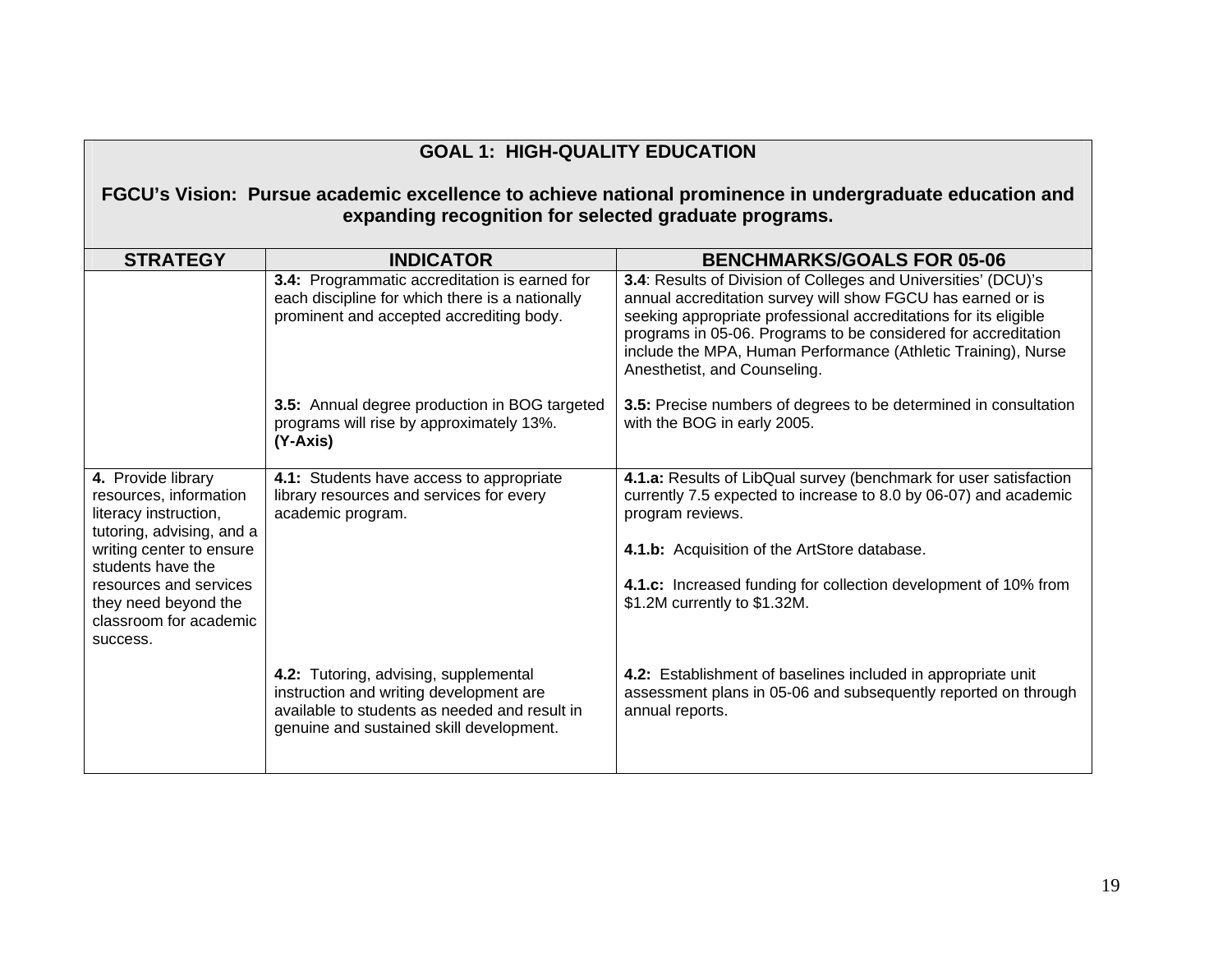| GOAL 1: HIGH-QUALITY EDUCATION<br><br>FGCU's Vision: Pursue academic excellence to achieve national prominence in undergraduate education and expanding recognition for selected graduate programs. | | |
|---|---|---|
| **STRATEGY** | **INDICATOR** | **BENCHMARKS/GOALS FOR 05-06** |
| | **3.4:** Programmatic accreditation is earned for each discipline for which there is a nationally prominent and accepted accrediting body. | **3.4**: Results of Division of Colleges and Universities' (DCU)'s annual accreditation survey will show FGCU has earned or is seeking appropriate professional accreditations for its eligible programs in 05-06. Programs to be considered for accreditation include the MPA, Human Performance (Athletic Training), Nurse Anesthetist, and Counseling. |
| | **3.5:** Annual degree production in BOG targeted programs will rise by approximately 13%. **(Y-Axis)** | **3.5:** Precise numbers of degrees to be determined in consultation with the BOG in early 2005. |
| **4.** Provide library resources, information literacy instruction, tutoring, advising, and a writing center to ensure students have the resources and services they need beyond the classroom for academic success. | **4.1:** Students have access to appropriate library resources and services for every academic program. | **4.1.a:** Results of LibQual survey (benchmark for user satisfaction currently 7.5 expected to increase to 8.0 by 06-07) and academic program reviews.<br><br>**4.1.b:** Acquisition of the ArtStore database.<br><br>**4.1.c:** Increased funding for collection development of 10% from $1.2M currently to $1.32M. |
| | **4.2:** Tutoring, advising, supplemental instruction and writing development are available to students as needed and result in genuine and sustained skill development. | **4.2:** Establishment of baselines included in appropriate unit assessment plans in 05-06 and subsequently reported on through annual reports. |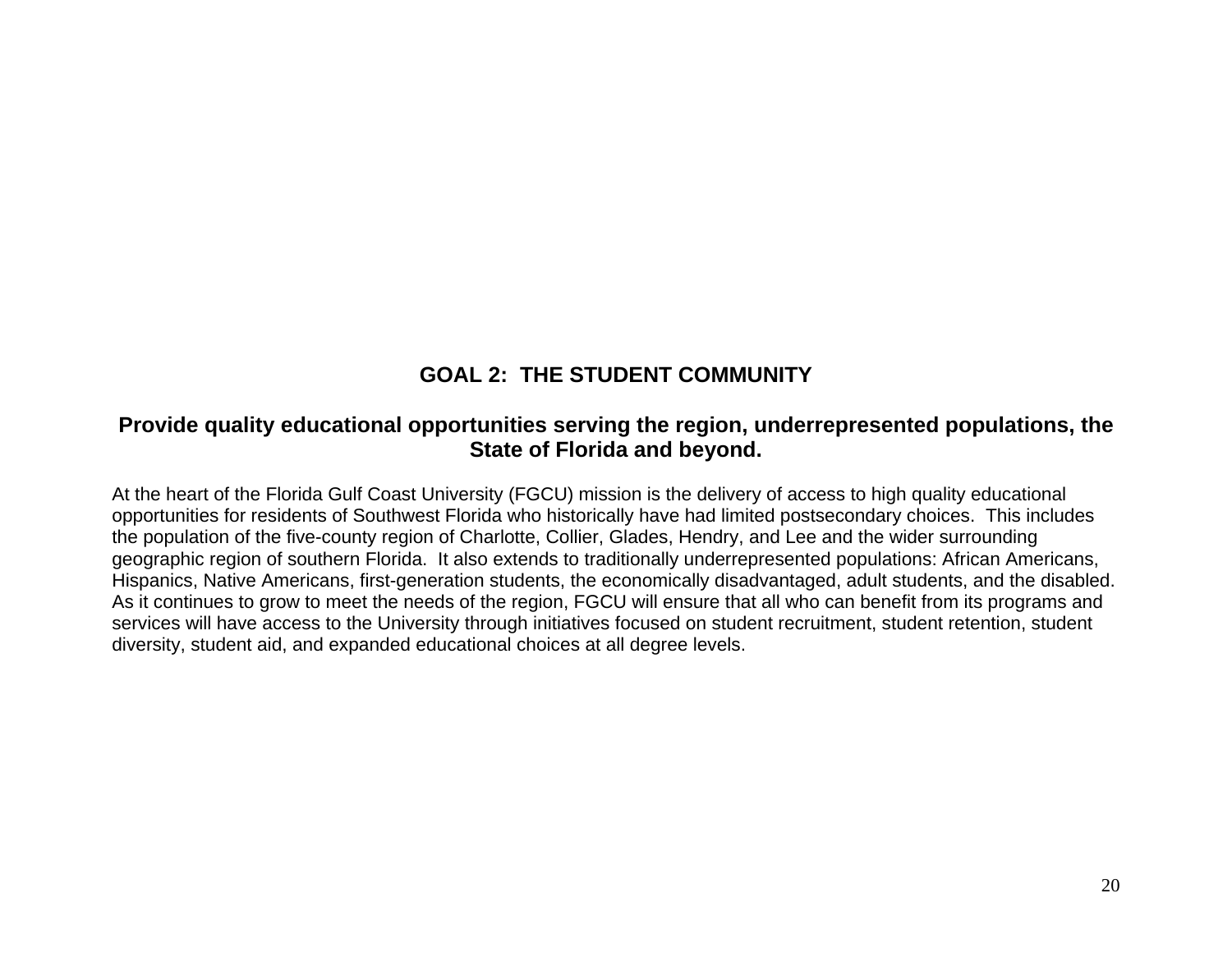# GOAL 2: THE STUDENT COMMUNITY

## Provide quality educational opportunities serving the region, underrepresented populations, the State of Florida and beyond.

At the heart of the Florida Gulf Coast University (FGCU) mission is the delivery of access to high quality educational opportunities for residents of Southwest Florida who historically have had limited postsecondary choices. This includes the population of the five-county region of Charlotte, Collier, Glades, Hendry, and Lee and the wider surrounding geographic region of southern Florida. It also extends to traditionally underrepresented populations: African Americans, Hispanics, Native Americans, first-generation students, the economically disadvantaged, adult students, and the disabled. As it continues to grow to meet the needs of the region, FGCU will ensure that all who can benefit from its programs and services will have access to the University through initiatives focused on student recruitment, student retention, student diversity, student aid, and expanded educational choices at all degree levels.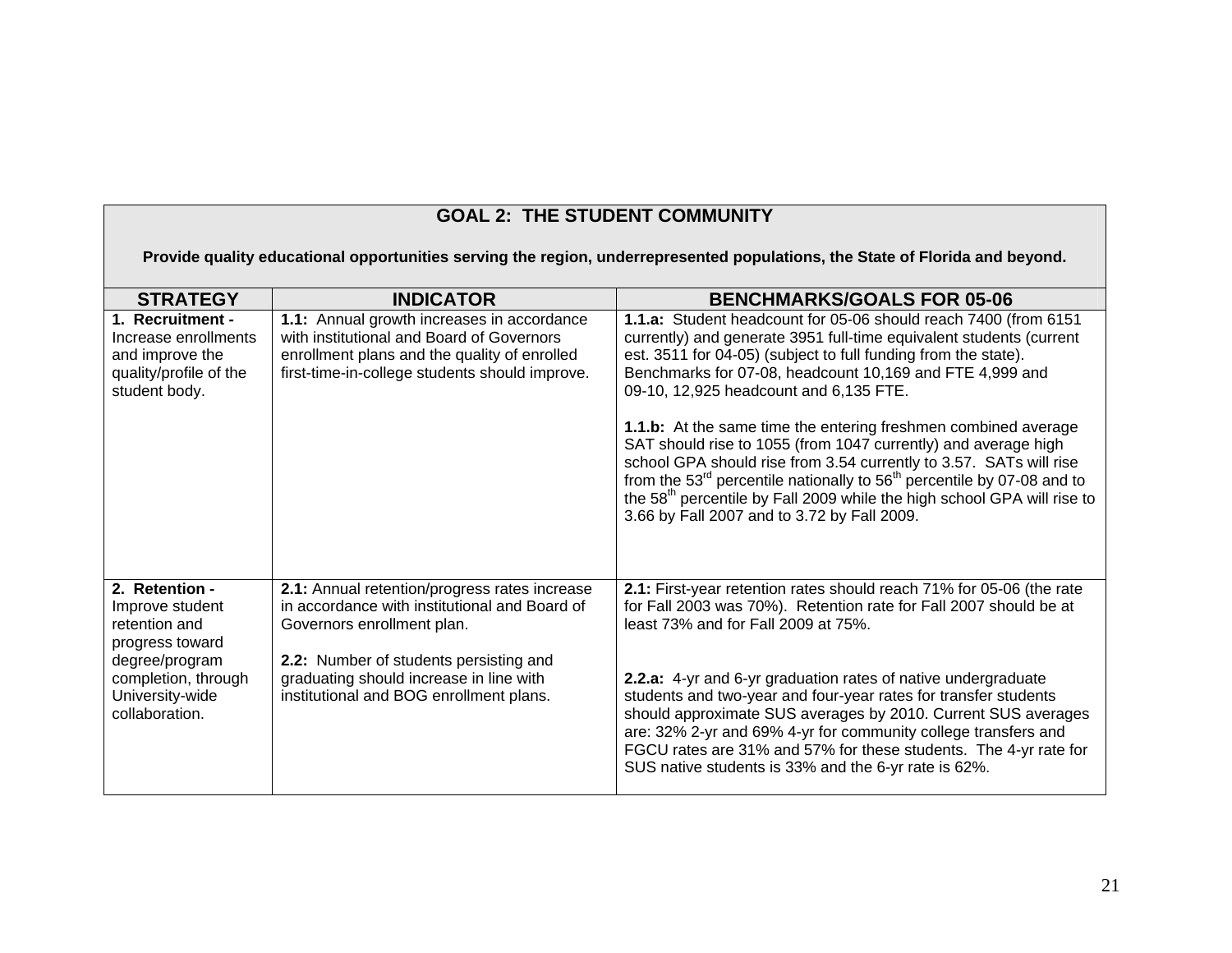## GOAL 2: THE STUDENT COMMUNITY

**Provide quality educational opportunities serving the region, underrepresented populations, the State of Florida and beyond.**

| STRATEGY | INDICATOR | BENCHMARKS/GOALS FOR 05-06 |
|---|---|---|
| **1. Recruitment -** Increase enrollments and improve the quality/profile of the student body. | **1.1:** Annual growth increases in accordance with institutional and Board of Governors enrollment plans and the quality of enrolled first-time-in-college students should improve. | **1.1.a:** Student headcount for 05-06 should reach 7400 (from 6151 currently) and generate 3951 full-time equivalent students (current est. 3511 for 04-05) (subject to full funding from the state). Benchmarks for 07-08, headcount 10,169 and FTE 4,999 and 09-10, 12,925 headcount and 6,135 FTE.<br><br>**1.1.b:** At the same time the entering freshmen combined average SAT should rise to 1055 (from 1047 currently) and average high school GPA should rise from 3.54 currently to 3.57. SATs will rise from the 53rd percentile nationally to 56th percentile by 07-08 and to the 58th percentile by Fall 2009 while the high school GPA will rise to 3.66 by Fall 2007 and to 3.72 by Fall 2009. |
| **2. Retention -** Improve student retention and progress toward degree/program completion, through University-wide collaboration. | **2.1:** Annual retention/progress rates increase in accordance with institutional and Board of Governors enrollment plan.<br><br>**2.2:** Number of students persisting and graduating should increase in line with institutional and BOG enrollment plans. | **2.1:** First-year retention rates should reach 71% for 05-06 (the rate for Fall 2003 was 70%). Retention rate for Fall 2007 should be at least 73% and for Fall 2009 at 75%.<br><br>**2.2.a:** 4-yr and 6-yr graduation rates of native undergraduate students and two-year and four-year rates for transfer students should approximate SUS averages by 2010. Current SUS averages are: 32% 2-yr and 69% 4-yr for community college transfers and FGCU rates are 31% and 57% for these students. The 4-yr rate for SUS native students is 33% and the 6-yr rate is 62%. |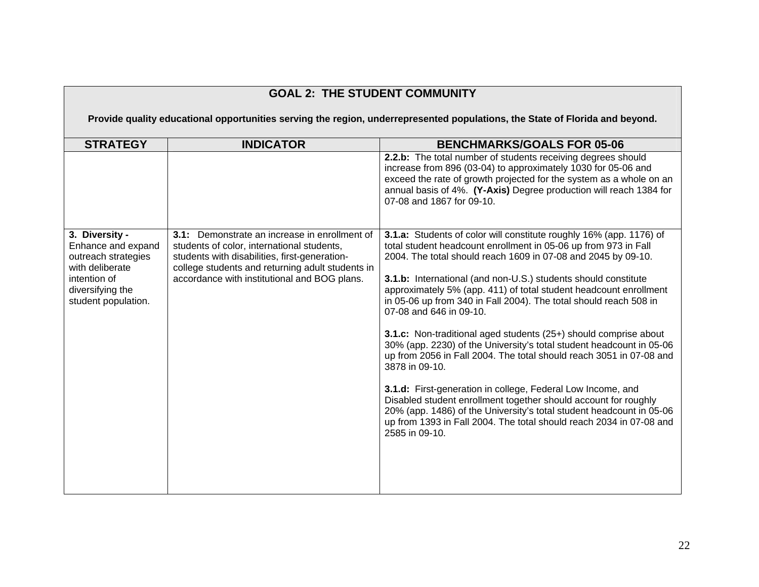| **GOAL 2: THE STUDENT COMMUNITY**<br><br>**Provide quality educational opportunities serving the region, underrepresented populations, the State of Florida and beyond.** | | |
|---|---|---|
| **STRATEGY** | **INDICATOR** | **BENCHMARKS/GOALS FOR 05-06** |
| | | **2.2.b:** The total number of students receiving degrees should increase from 896 (03-04) to approximately 1030 for 05-06 and exceed the rate of growth projected for the system as a whole on an annual basis of 4%. **(Y-Axis)** Degree production will reach 1384 for 07-08 and 1867 for 09-10. |
| **3. Diversity -** Enhance and expand outreach strategies with deliberate intention of diversifying the student population. | **3.1:** Demonstrate an increase in enrollment of students of color, international students, students with disabilities, first-generation-college students and returning adult students in accordance with institutional and BOG plans. | **3.1.a:** Students of color will constitute roughly 16% (app. 1176) of total student headcount enrollment in 05-06 up from 973 in Fall 2004. The total should reach 1609 in 07-08 and 2045 by 09-10.<br><br>**3.1.b:** International (and non-U.S.) students should constitute approximately 5% (app. 411) of total student headcount enrollment in 05-06 up from 340 in Fall 2004). The total should reach 508 in 07-08 and 646 in 09-10.<br><br>**3.1.c:** Non-traditional aged students (25+) should comprise about 30% (app. 2230) of the University's total student headcount in 05-06 up from 2056 in Fall 2004. The total should reach 3051 in 07-08 and 3878 in 09-10.<br><br>**3.1.d:** First-generation in college, Federal Low Income, and Disabled student enrollment together should account for roughly 20% (app. 1486) of the University's total student headcount in 05-06 up from 1393 in Fall 2004. The total should reach 2034 in 07-08 and 2585 in 09-10. |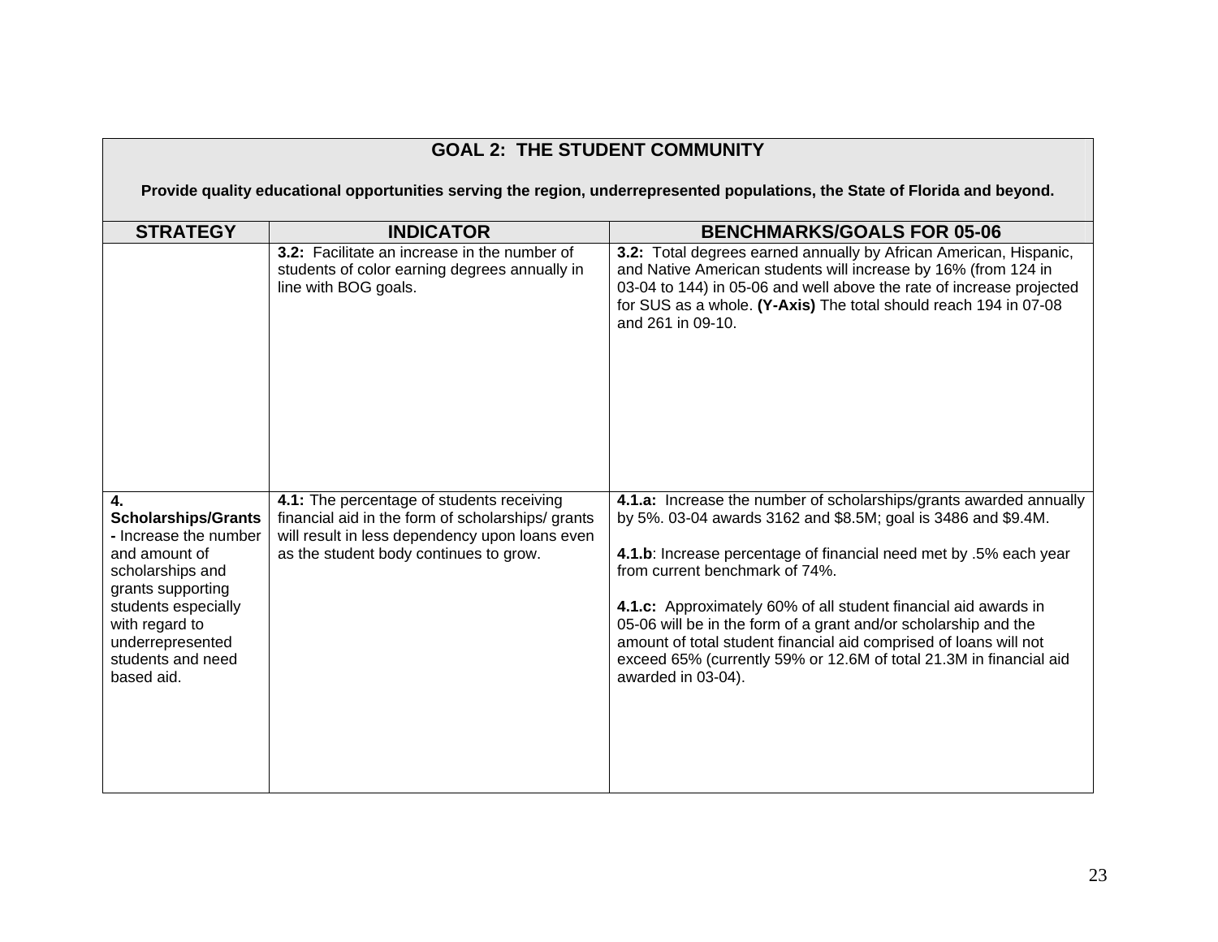| GOAL 2: THE STUDENT COMMUNITY<br><br>Provide quality educational opportunities serving the region, underrepresented populations, the State of Florida and beyond. | | |
|---|---|---|
| **STRATEGY** | **INDICATOR** | **BENCHMARKS/GOALS FOR 05-06** |
| | **3.2:** Facilitate an increase in the number of students of color earning degrees annually in line with BOG goals. | **3.2:** Total degrees earned annually by African American, Hispanic, and Native American students will increase by 16% (from 124 in 03-04 to 144) in 05-06 and well above the rate of increase projected for SUS as a whole. **(Y-Axis)** The total should reach 194 in 07-08 and 261 in 09-10. |
| **4. Scholarships/Grants -** Increase the number and amount of scholarships and grants supporting students especially with regard to underrepresented students and need based aid. | **4.1:** The percentage of students receiving financial aid in the form of scholarships/ grants will result in less dependency upon loans even as the student body continues to grow. | **4.1.a:** Increase the number of scholarships/grants awarded annually by 5%. 03-04 awards 3162 and $8.5M; goal is 3486 and $9.4M.<br><br>**4.1.b**: Increase percentage of financial need met by .5% each year from current benchmark of 74%.<br><br>**4.1.c:** Approximately 60% of all student financial aid awards in 05-06 will be in the form of a grant and/or scholarship and the amount of total student financial aid comprised of loans will not exceed 65% (currently 59% or 12.6M of total 21.3M in financial aid awarded in 03-04). |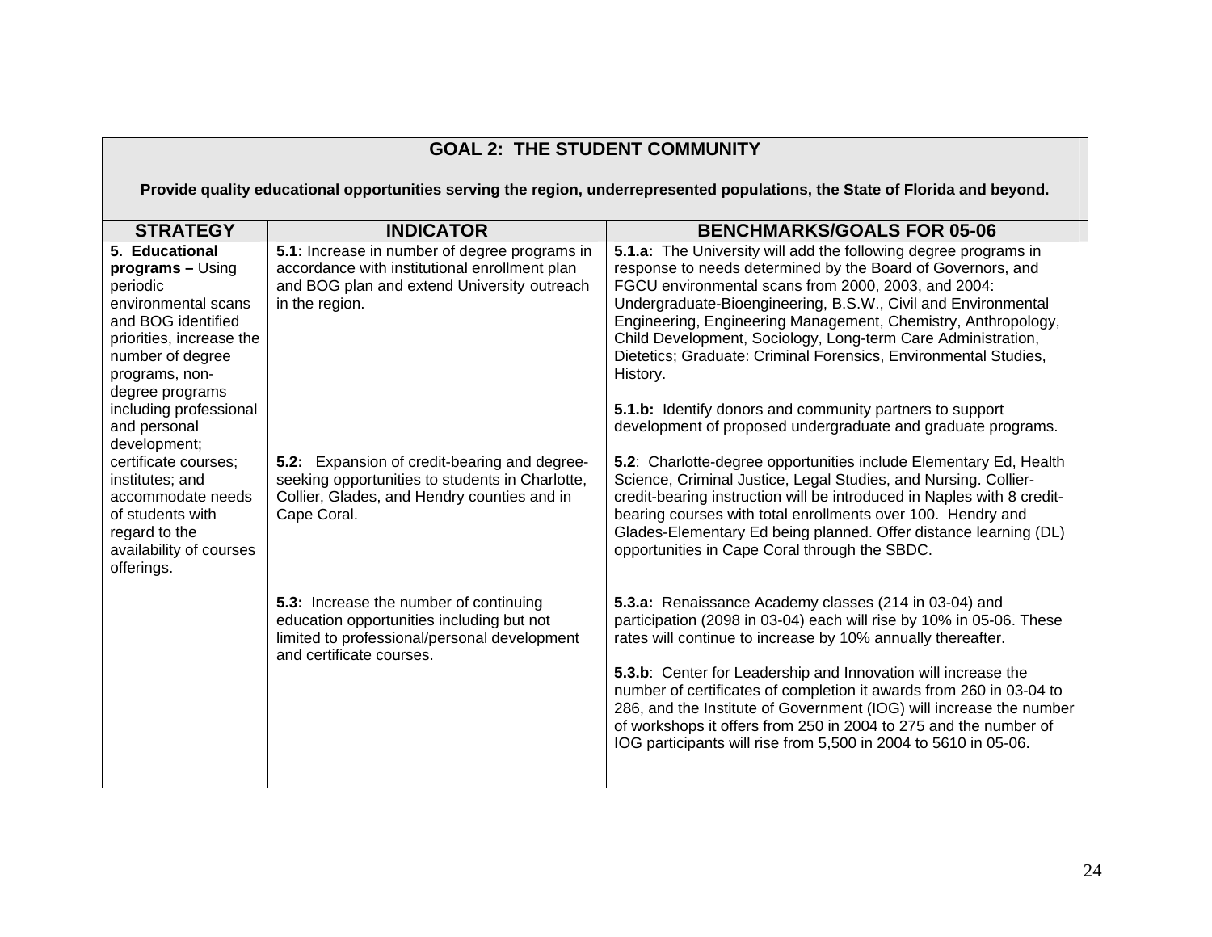## GOAL 2: THE STUDENT COMMUNITY

**Provide quality educational opportunities serving the region, underrepresented populations, the State of Florida and beyond.**

| STRATEGY | INDICATOR | BENCHMARKS/GOALS FOR 05-06 |
|---|---|---|
| **5. Educational programs –** Using periodic environmental scans and BOG identified priorities, increase the number of degree programs, non-degree programs including professional and personal development; certificate courses; institutes; and accommodate needs of students with regard to the availability of courses offerings. | **5.1:** Increase in number of degree programs in accordance with institutional enrollment plan and BOG plan and extend University outreach in the region. | **5.1.a:** The University will add the following degree programs in response to needs determined by the Board of Governors, and FGCU environmental scans from 2000, 2003, and 2004: Undergraduate-Bioengineering, B.S.W., Civil and Environmental Engineering, Engineering Management, Chemistry, Anthropology, Child Development, Sociology, Long-term Care Administration, Dietetics; Graduate: Criminal Forensics, Environmental Studies, History.<br><br>**5.1.b:** Identify donors and community partners to support development of proposed undergraduate and graduate programs. |
| | **5.2:** Expansion of credit-bearing and degree-seeking opportunities to students in Charlotte, Collier, Glades, and Hendry counties and in Cape Coral. | **5.2**: Charlotte-degree opportunities include Elementary Ed, Health Science, Criminal Justice, Legal Studies, and Nursing. Collier-credit-bearing instruction will be introduced in Naples with 8 credit-bearing courses with total enrollments over 100. Hendry and Glades-Elementary Ed being planned. Offer distance learning (DL) opportunities in Cape Coral through the SBDC. |
| | **5.3:** Increase the number of continuing education opportunities including but not limited to professional/personal development and certificate courses. | **5.3.a:** Renaissance Academy classes (214 in 03-04) and participation (2098 in 03-04) each will rise by 10% in 05-06. These rates will continue to increase by 10% annually thereafter.<br><br>**5.3.b**: Center for Leadership and Innovation will increase the number of certificates of completion it awards from 260 in 03-04 to 286, and the Institute of Government (IOG) will increase the number of workshops it offers from 250 in 2004 to 275 and the number of IOG participants will rise from 5,500 in 2004 to 5610 in 05-06. |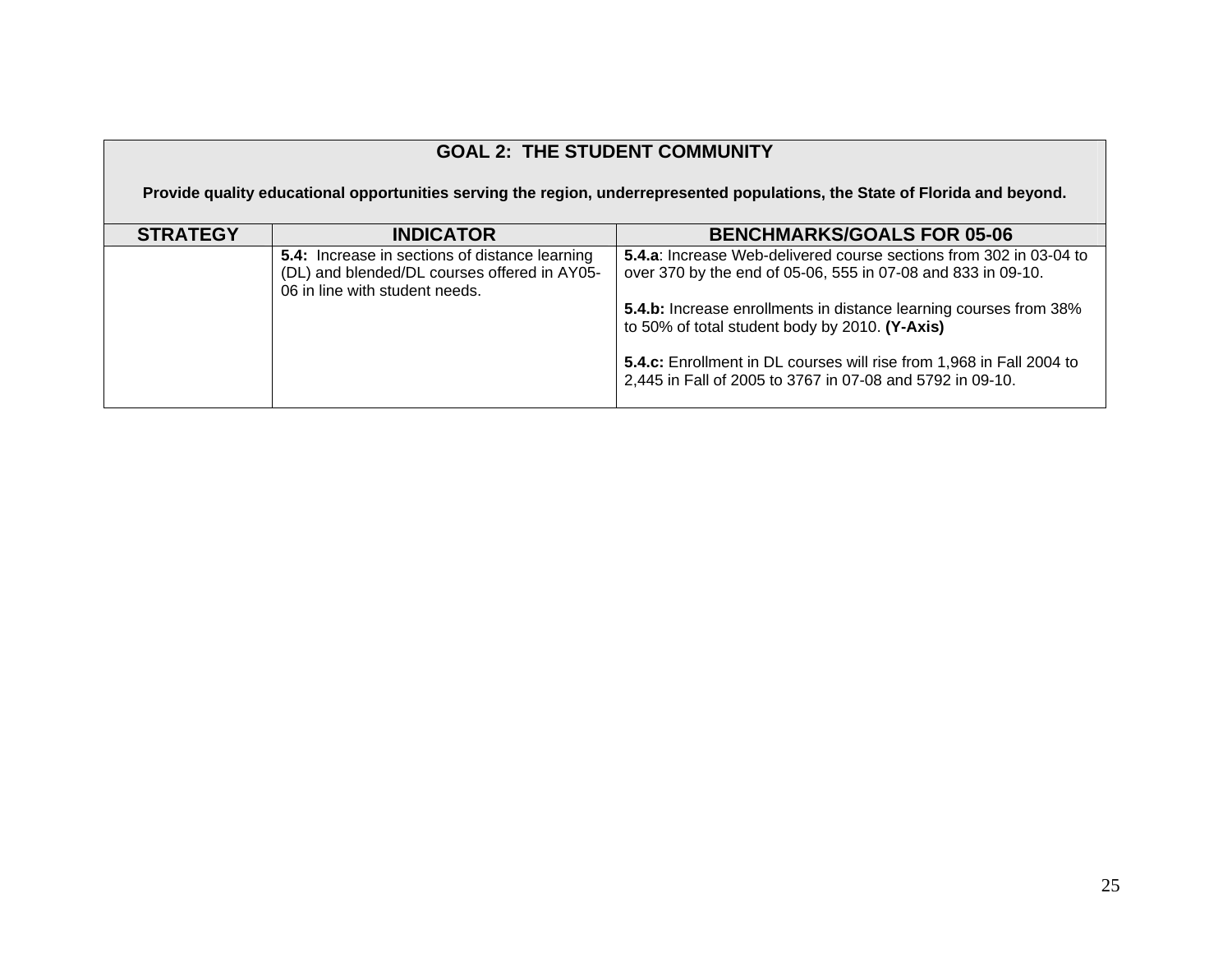| GOAL 2: THE STUDENT COMMUNITY<br><br>Provide quality educational opportunities serving the region, underrepresented populations, the State of Florida and beyond. | | |
|---|---|---|
| **STRATEGY** | **INDICATOR** | **BENCHMARKS/GOALS FOR 05-06** |
| | **5.4:** Increase in sections of distance learning (DL) and blended/DL courses offered in AY05-06 in line with student needs. | **5.4.a**: Increase Web-delivered course sections from 302 in 03-04 to over 370 by the end of 05-06, 555 in 07-08 and 833 in 09-10.<br><br>**5.4.b:** Increase enrollments in distance learning courses from 38% to 50% of total student body by 2010. **(Y-Axis)**<br><br>**5.4.c:** Enrollment in DL courses will rise from 1,968 in Fall 2004 to 2,445 in Fall of 2005 to 3767 in 07-08 and 5792 in 09-10. |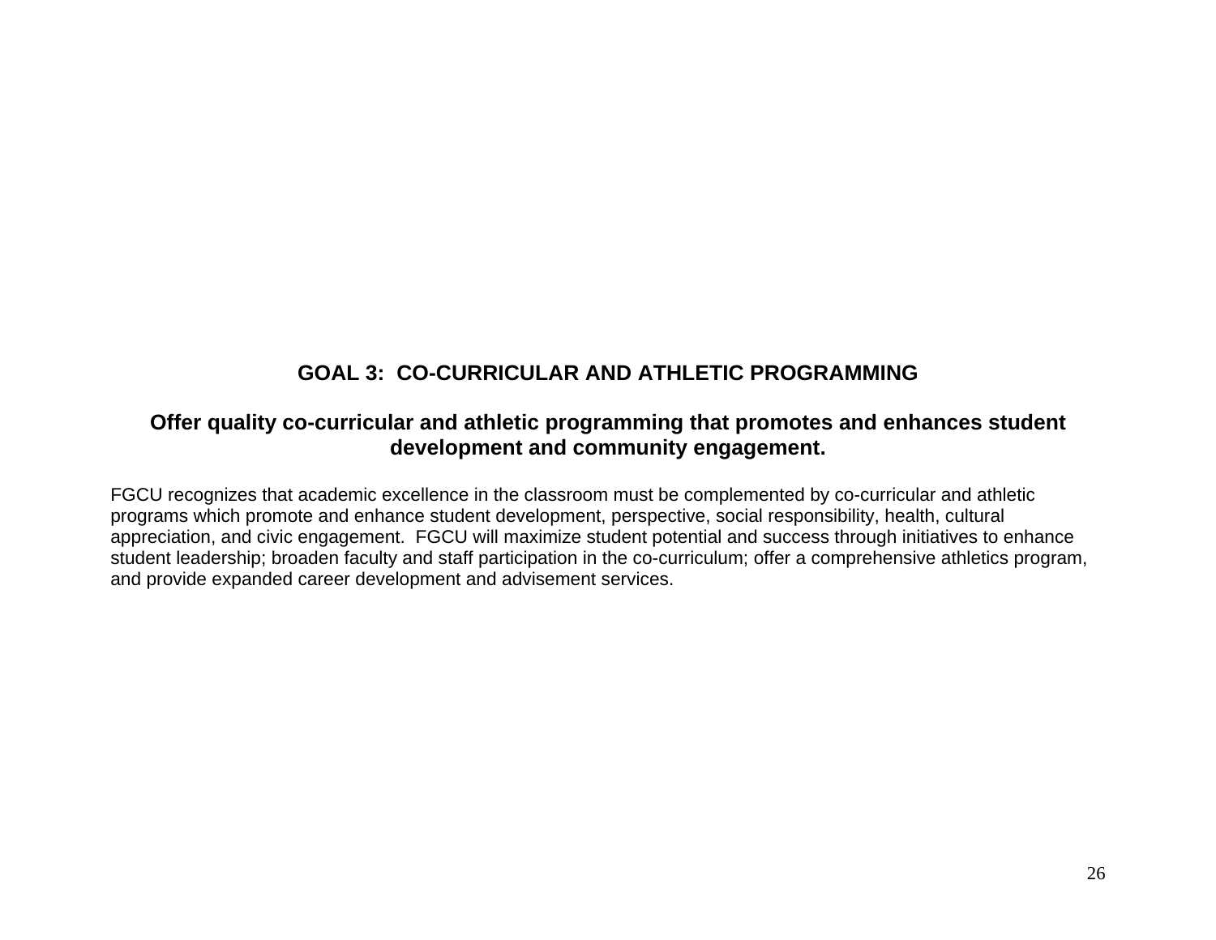## GOAL 3: CO-CURRICULAR AND ATHLETIC PROGRAMMING

### Offer quality co-curricular and athletic programming that promotes and enhances student development and community engagement.

FGCU recognizes that academic excellence in the classroom must be complemented by co-curricular and athletic programs which promote and enhance student development, perspective, social responsibility, health, cultural appreciation, and civic engagement. FGCU will maximize student potential and success through initiatives to enhance student leadership; broaden faculty and staff participation in the co-curriculum; offer a comprehensive athletics program, and provide expanded career development and advisement services.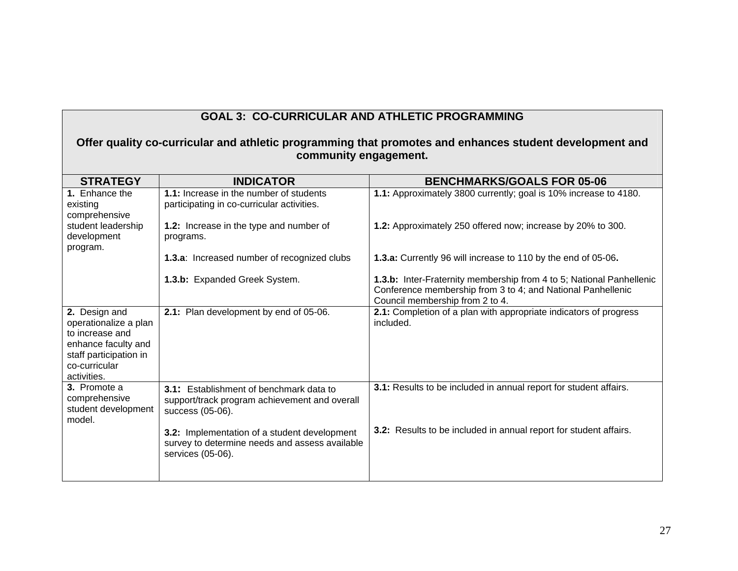## GOAL 3: CO-CURRICULAR AND ATHLETIC PROGRAMMING

**Offer quality co-curricular and athletic programming that promotes and enhances student development and community engagement.**

| STRATEGY | INDICATOR | BENCHMARKS/GOALS FOR 05-06 |
|---|---|---|
| **1.** Enhance the existing comprehensive student leadership development program. | **1.1:** Increase in the number of students participating in co-curricular activities. | **1.1:** Approximately 3800 currently; goal is 10% increase to 4180. |
| | **1.2:** Increase in the type and number of programs. | **1.2:** Approximately 250 offered now; increase by 20% to 300. |
| | **1.3.a**: Increased number of recognized clubs | **1.3.a:** Currently 96 will increase to 110 by the end of 05-06**.** |
| | **1.3.b:** Expanded Greek System. | **1.3.b:** Inter-Fraternity membership from 4 to 5; National Panhellenic Conference membership from 3 to 4; and National Panhellenic Council membership from 2 to 4. |
| **2.** Design and operationalize a plan to increase and enhance faculty and staff participation in co-curricular activities. | **2.1:** Plan development by end of 05-06. | **2.1:** Completion of a plan with appropriate indicators of progress included. |
| **3.** Promote a comprehensive student development model. | **3.1:** Establishment of benchmark data to support/track program achievement and overall success (05-06). | **3.1:** Results to be included in annual report for student affairs. |
| | **3.2:** Implementation of a student development survey to determine needs and assess available services (05-06). | **3.2:** Results to be included in annual report for student affairs. |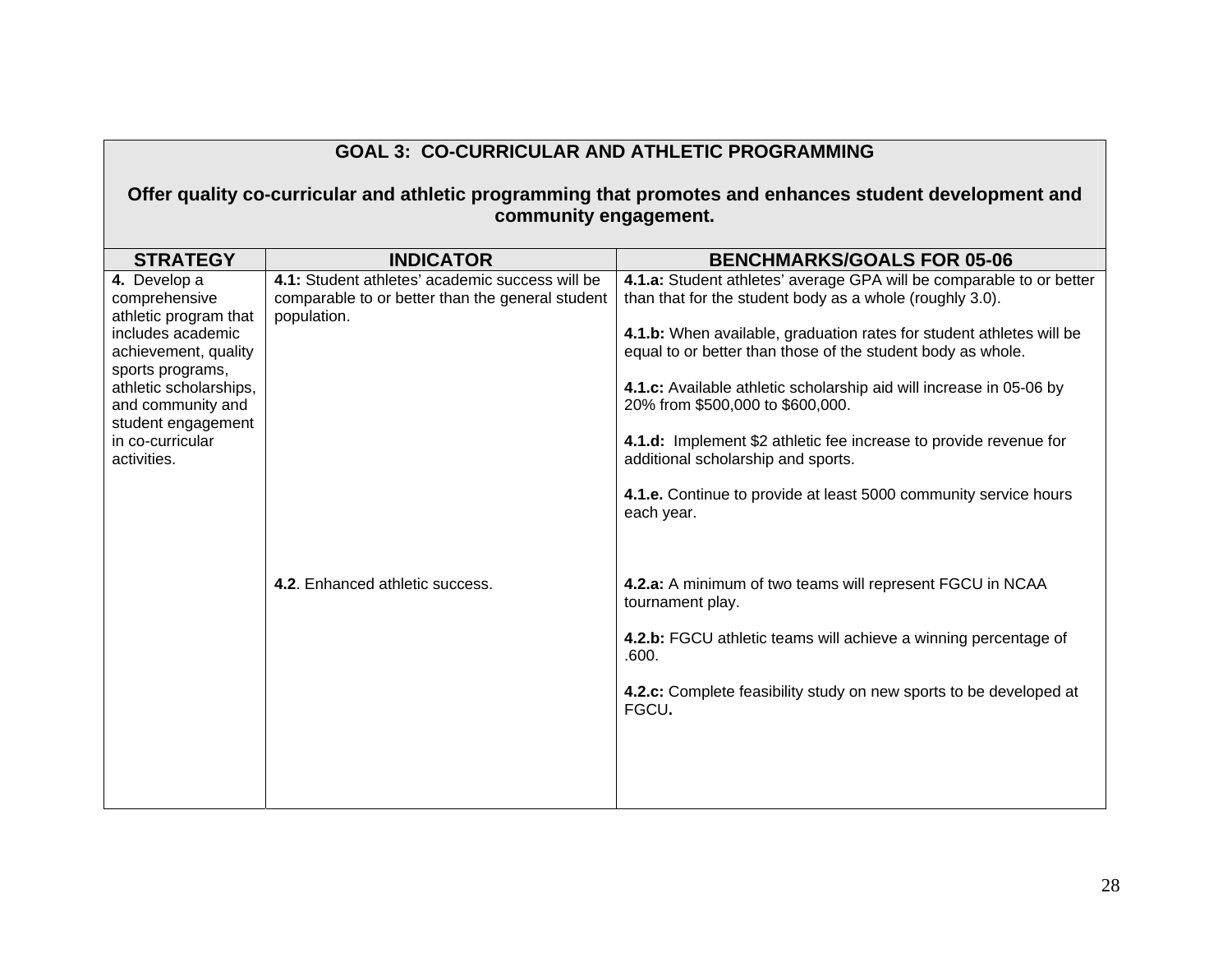| GOAL 3: CO-CURRICULAR AND ATHLETIC PROGRAMMING<br><br>Offer quality co-curricular and athletic programming that promotes and enhances student development and community engagement. | | |
|---|---|---|
| **STRATEGY** | **INDICATOR** | **BENCHMARKS/GOALS FOR 05-06** |
| **4.** Develop a comprehensive athletic program that includes academic achievement, quality sports programs, athletic scholarships, and community and student engagement in co-curricular activities. | **4.1:** Student athletes' academic success will be comparable to or better than the general student population. | **4.1.a:** Student athletes' average GPA will be comparable to or better than that for the student body as a whole (roughly 3.0).<br><br>**4.1.b:** When available, graduation rates for student athletes will be equal to or better than those of the student body as whole.<br><br>**4.1.c:** Available athletic scholarship aid will increase in 05-06 by 20% from $500,000 to $600,000.<br><br>**4.1.d:** Implement $2 athletic fee increase to provide revenue for additional scholarship and sports.<br><br>**4.1.e.** Continue to provide at least 5000 community service hours each year. |
| | **4.2**. Enhanced athletic success. | **4.2.a:** A minimum of two teams will represent FGCU in NCAA tournament play.<br><br>**4.2.b:** FGCU athletic teams will achieve a winning percentage of .600.<br><br>**4.2.c:** Complete feasibility study on new sports to be developed at FGCU**.** |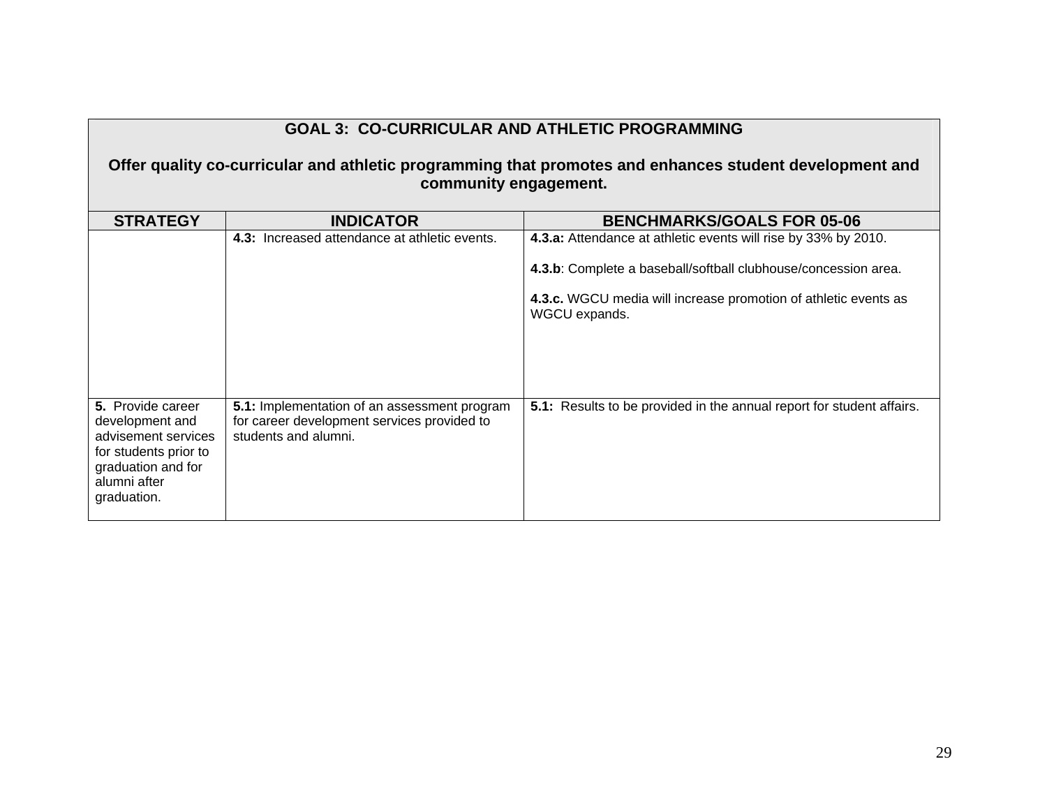| **GOAL 3: CO-CURRICULAR AND ATHLETIC PROGRAMMING**<br><br>**Offer quality co-curricular and athletic programming that promotes and enhances student development and community engagement.** | | |
|---|---|---|
| **STRATEGY** | **INDICATOR** | **BENCHMARKS/GOALS FOR 05-06** |
| | **4.3:** Increased attendance at athletic events. | **4.3.a:** Attendance at athletic events will rise by 33% by 2010.<br><br>**4.3.b**: Complete a baseball/softball clubhouse/concession area.<br><br>**4.3.c.** WGCU media will increase promotion of athletic events as WGCU expands. |
| **5.** Provide career development and advisement services for students prior to graduation and for alumni after graduation. | **5.1:** Implementation of an assessment program for career development services provided to students and alumni. | **5.1:** Results to be provided in the annual report for student affairs. |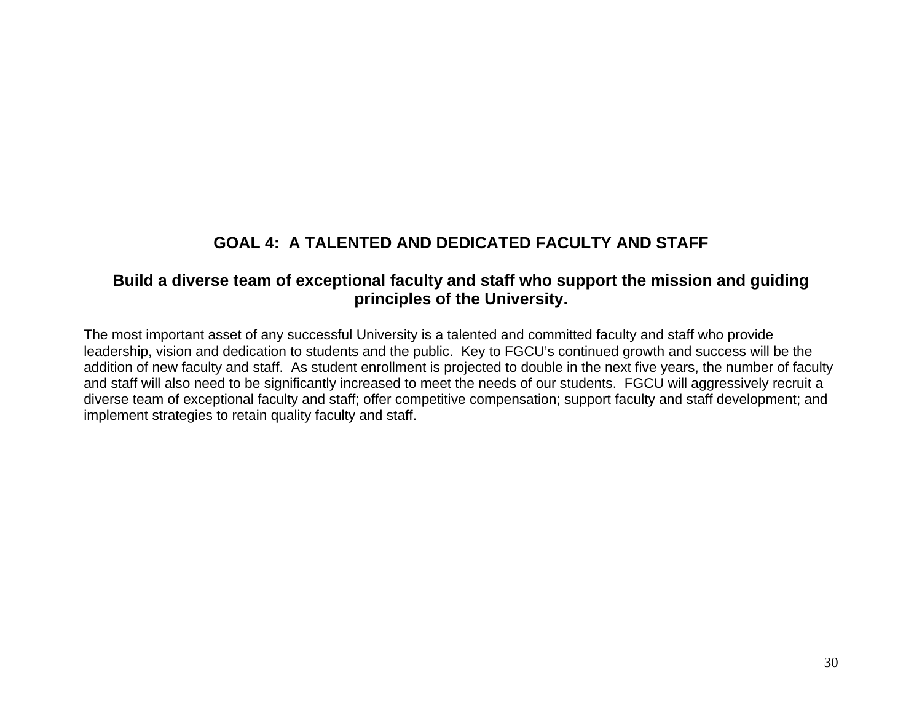## GOAL 4: A TALENTED AND DEDICATED FACULTY AND STAFF

### Build a diverse team of exceptional faculty and staff who support the mission and guiding principles of the University.

The most important asset of any successful University is a talented and committed faculty and staff who provide leadership, vision and dedication to students and the public. Key to FGCU's continued growth and success will be the addition of new faculty and staff. As student enrollment is projected to double in the next five years, the number of faculty and staff will also need to be significantly increased to meet the needs of our students. FGCU will aggressively recruit a diverse team of exceptional faculty and staff; offer competitive compensation; support faculty and staff development; and implement strategies to retain quality faculty and staff.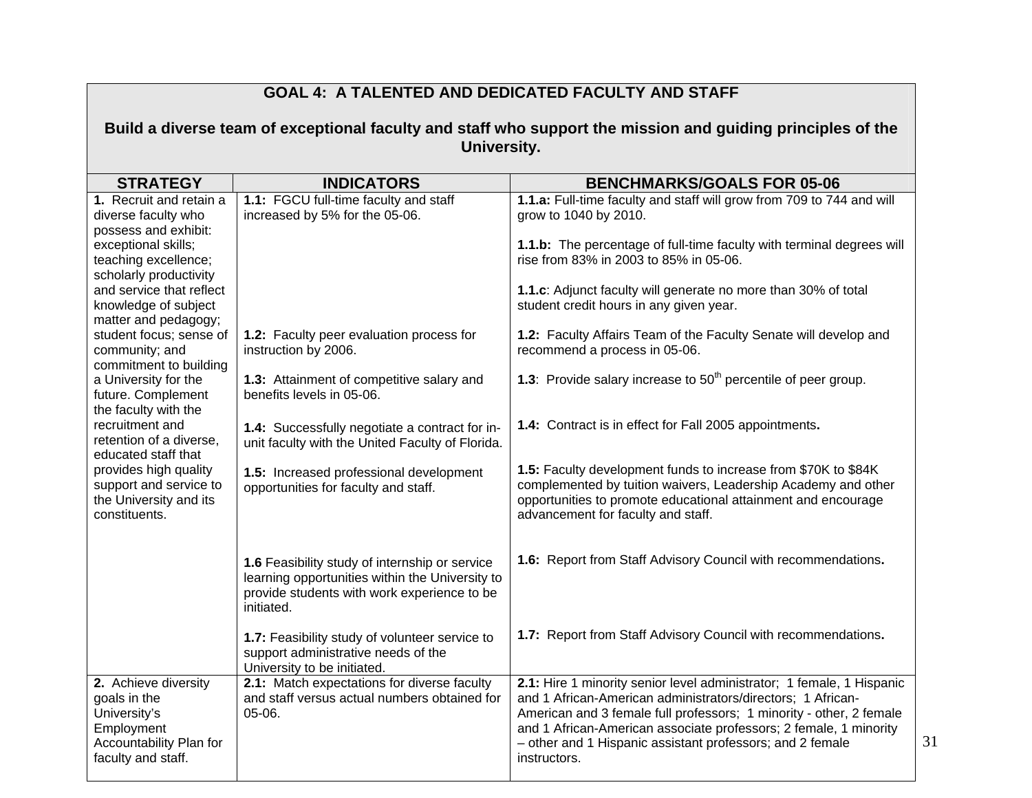## GOAL 4: A TALENTED AND DEDICATED FACULTY AND STAFF

**Build a diverse team of exceptional faculty and staff who support the mission and guiding principles of the University.**

| STRATEGY | INDICATORS | BENCHMARKS/GOALS FOR 05-06 |
|---|---|---|
| **1.** Recruit and retain a diverse faculty who possess and exhibit: exceptional skills; teaching excellence; scholarly productivity and service that reflect knowledge of subject matter and pedagogy; student focus; sense of community; and commitment to building a University for the future. Complement the faculty with the recruitment and retention of a diverse, educated staff that provides high quality support and service to the University and its constituents. | **1.1:** FGCU full-time faculty and staff increased by 5% for the 05-06. | **1.1.a:** Full-time faculty and staff will grow from 709 to 744 and will grow to 1040 by 2010.<br><br>**1.1.b:** The percentage of full-time faculty with terminal degrees will rise from 83% in 2003 to 85% in 05-06.<br><br>**1.1.c**: Adjunct faculty will generate no more than 30% of total student credit hours in any given year. |
| | **1.2:** Faculty peer evaluation process for instruction by 2006. | **1.2:** Faculty Affairs Team of the Faculty Senate will develop and recommend a process in 05-06. |
| | **1.3:** Attainment of competitive salary and benefits levels in 05-06. | **1.3**: Provide salary increase to 50th percentile of peer group. |
| | **1.4:** Successfully negotiate a contract for in-unit faculty with the United Faculty of Florida. | **1.4:** Contract is in effect for Fall 2005 appointments**.** |
| | **1.5:** Increased professional development opportunities for faculty and staff. | **1.5:** Faculty development funds to increase from $70K to $84K complemented by tuition waivers, Leadership Academy and other opportunities to promote educational attainment and encourage advancement for faculty and staff. |
| | **1.6** Feasibility study of internship or service learning opportunities within the University to provide students with work experience to be initiated. | **1.6:** Report from Staff Advisory Council with recommendations**.** |
| | **1.7:** Feasibility study of volunteer service to support administrative needs of the University to be initiated. | **1.7:** Report from Staff Advisory Council with recommendations**.** |
| **2.** Achieve diversity goals in the University's Employment Accountability Plan for faculty and staff. | **2.1:** Match expectations for diverse faculty and staff versus actual numbers obtained for 05-06. | **2.1:** Hire 1 minority senior level administrator; 1 female, 1 Hispanic and 1 African-American administrators/directors; 1 African-American and 3 female full professors; 1 minority - other, 2 female and 1 African-American associate professors; 2 female, 1 minority – other and 1 Hispanic assistant professors; and 2 female instructors. |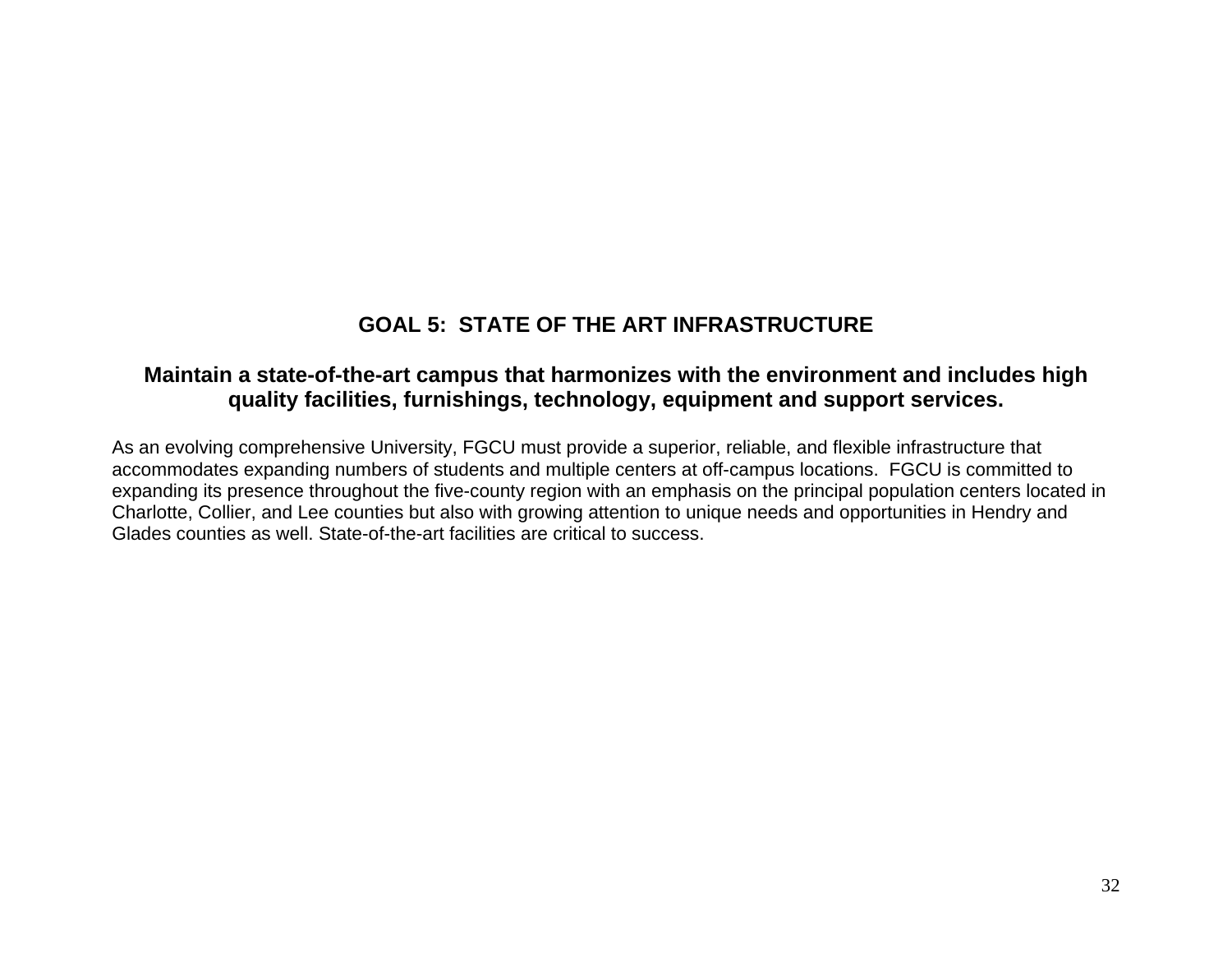# GOAL 5: STATE OF THE ART INFRASTRUCTURE

## Maintain a state-of-the-art campus that harmonizes with the environment and includes high quality facilities, furnishings, technology, equipment and support services.

As an evolving comprehensive University, FGCU must provide a superior, reliable, and flexible infrastructure that accommodates expanding numbers of students and multiple centers at off-campus locations. FGCU is committed to expanding its presence throughout the five-county region with an emphasis on the principal population centers located in Charlotte, Collier, and Lee counties but also with growing attention to unique needs and opportunities in Hendry and Glades counties as well. State-of-the-art facilities are critical to success.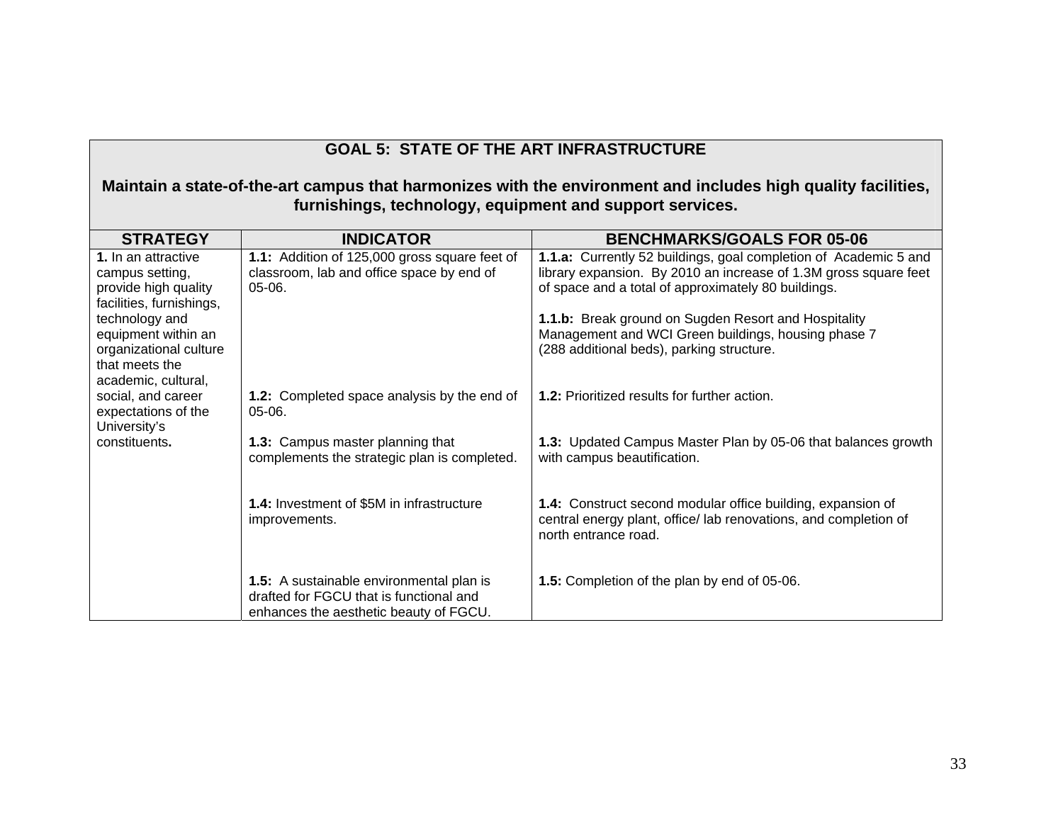| GOAL 5: STATE OF THE ART INFRASTRUCTURE<br><br>Maintain a state-of-the-art campus that harmonizes with the environment and includes high quality facilities, furnishings, technology, equipment and support services. | | |
|---|---|---|
| **STRATEGY** | **INDICATOR** | **BENCHMARKS/GOALS FOR 05-06** |
| **1.** In an attractive campus setting, provide high quality facilities, furnishings, technology and equipment within an organizational culture that meets the academic, cultural, social, and career expectations of the University's constituents**.** | **1.1:** Addition of 125,000 gross square feet of classroom, lab and office space by end of 05-06. | **1.1.a:** Currently 52 buildings, goal completion of Academic 5 and library expansion. By 2010 an increase of 1.3M gross square feet of space and a total of approximately 80 buildings.<br><br>**1.1.b:** Break ground on Sugden Resort and Hospitality Management and WCI Green buildings, housing phase 7 (288 additional beds), parking structure. |
| | **1.2:** Completed space analysis by the end of 05-06. | **1.2:** Prioritized results for further action. |
| | **1.3:** Campus master planning that complements the strategic plan is completed. | **1.3:** Updated Campus Master Plan by 05-06 that balances growth with campus beautification. |
| | **1.4:** Investment of $5M in infrastructure improvements. | **1.4:** Construct second modular office building, expansion of central energy plant, office/ lab renovations, and completion of north entrance road. |
| | **1.5:** A sustainable environmental plan is drafted for FGCU that is functional and enhances the aesthetic beauty of FGCU. | **1.5:** Completion of the plan by end of 05-06. |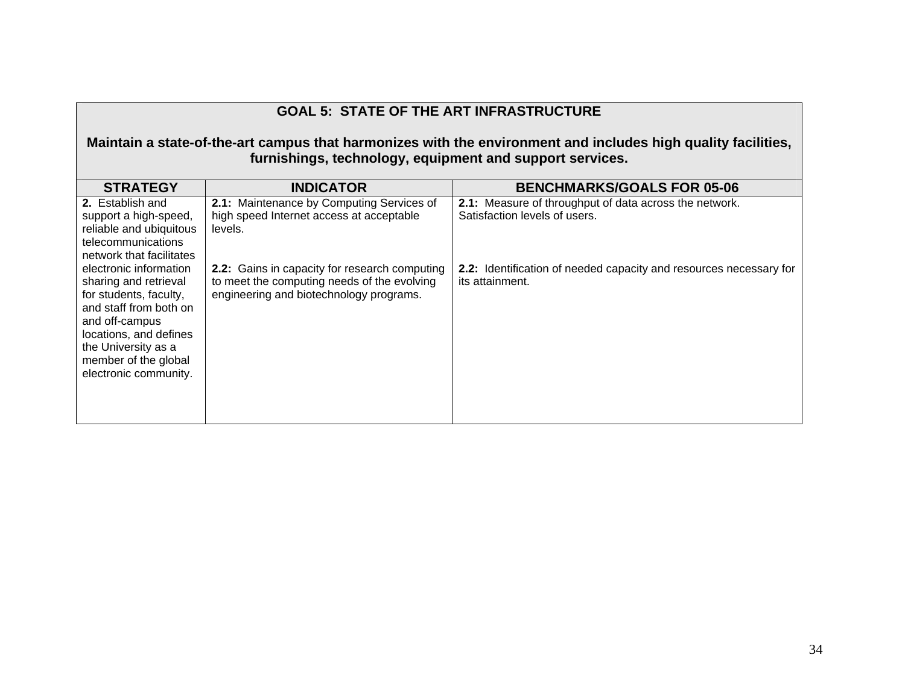| GOAL 5: STATE OF THE ART INFRASTRUCTURE<br><br>Maintain a state-of-the-art campus that harmonizes with the environment and includes high quality facilities, furnishings, technology, equipment and support services. | | |
|---|---|---|
| **STRATEGY** | **INDICATOR** | **BENCHMARKS/GOALS FOR 05-06** |
| **2.** Establish and support a high-speed, reliable and ubiquitous telecommunications network that facilitates electronic information sharing and retrieval for students, faculty, and staff from both on and off-campus locations, and defines the University as a member of the global electronic community. | **2.1:** Maintenance by Computing Services of high speed Internet access at acceptable levels.<br><br>**2.2:** Gains in capacity for research computing to meet the computing needs of the evolving engineering and biotechnology programs. | **2.1:** Measure of throughput of data across the network. Satisfaction levels of users.<br><br>**2.2:** Identification of needed capacity and resources necessary for its attainment. |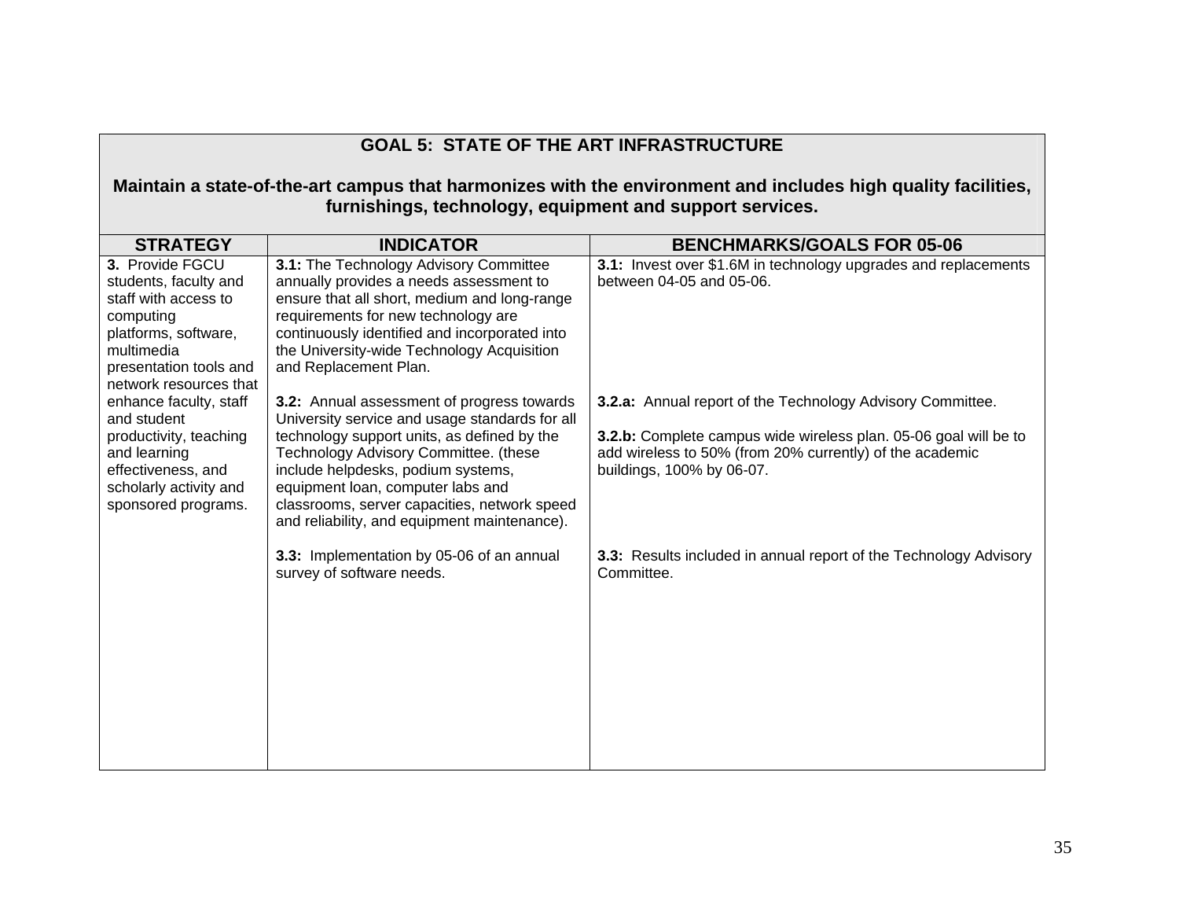## GOAL 5: STATE OF THE ART INFRASTRUCTURE

**Maintain a state-of-the-art campus that harmonizes with the environment and includes high quality facilities, furnishings, technology, equipment and support services.**

| STRATEGY | INDICATOR | BENCHMARKS/GOALS FOR 05-06 |
|---|---|---|
| **3.** Provide FGCU students, faculty and staff with access to computing platforms, software, multimedia presentation tools and network resources that enhance faculty, staff and student productivity, teaching and learning effectiveness, and scholarly activity and sponsored programs. | **3.1:** The Technology Advisory Committee annually provides a needs assessment to ensure that all short, medium and long-range requirements for new technology are continuously identified and incorporated into the University-wide Technology Acquisition and Replacement Plan. | **3.1:** Invest over $1.6M in technology upgrades and replacements between 04-05 and 05-06. |
| | **3.2:** Annual assessment of progress towards University service and usage standards for all technology support units, as defined by the Technology Advisory Committee. (these include helpdesks, podium systems, equipment loan, computer labs and classrooms, server capacities, network speed and reliability, and equipment maintenance). | **3.2.a:** Annual report of the Technology Advisory Committee.<br><br>**3.2.b:** Complete campus wide wireless plan. 05-06 goal will be to add wireless to 50% (from 20% currently) of the academic buildings, 100% by 06-07. |
| | **3.3:** Implementation by 05-06 of an annual survey of software needs. | **3.3:** Results included in annual report of the Technology Advisory Committee. |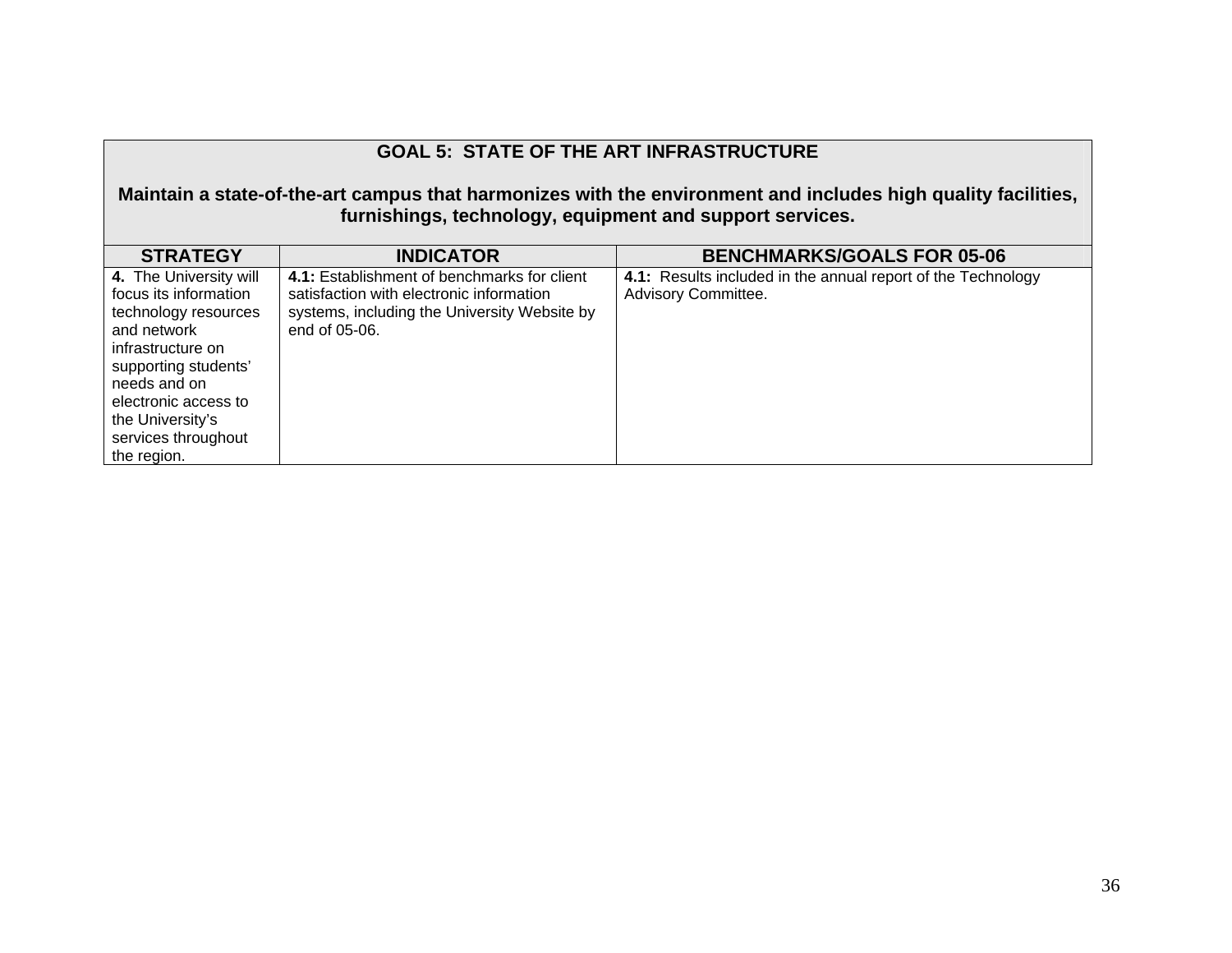## GOAL 5: STATE OF THE ART INFRASTRUCTURE

**Maintain a state-of-the-art campus that harmonizes with the environment and includes high quality facilities, furnishings, technology, equipment and support services.**

| STRATEGY | INDICATOR | BENCHMARKS/GOALS FOR 05-06 |
|---|---|---|
| **4.** The University will focus its information technology resources and network infrastructure on supporting students' needs and on electronic access to the University's services throughout the region. | **4.1:** Establishment of benchmarks for client satisfaction with electronic information systems, including the University Website by end of 05-06. | **4.1:** Results included in the annual report of the Technology Advisory Committee. |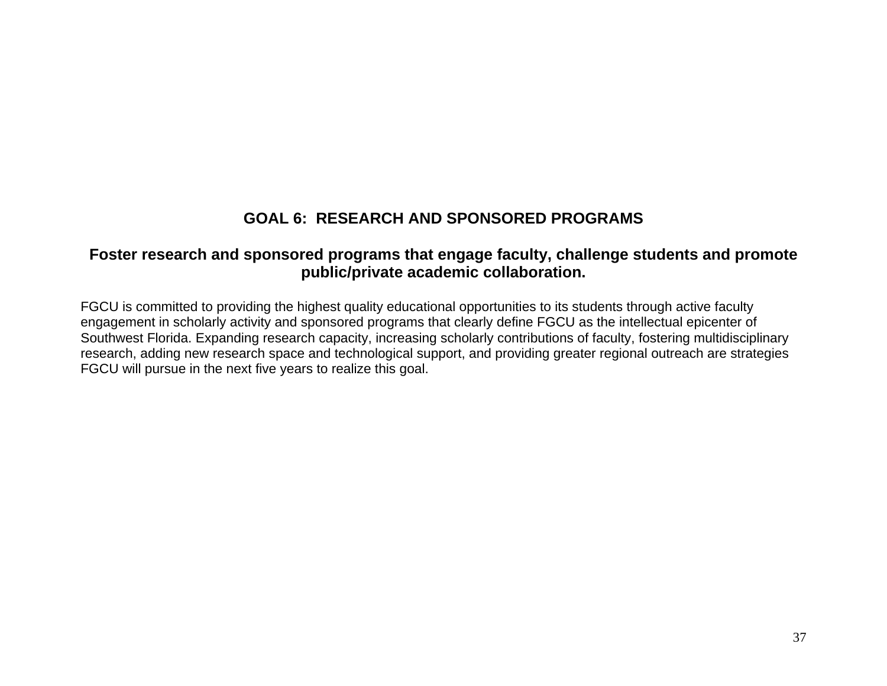# GOAL 6: RESEARCH AND SPONSORED PROGRAMS

## Foster research and sponsored programs that engage faculty, challenge students and promote public/private academic collaboration.

FGCU is committed to providing the highest quality educational opportunities to its students through active faculty engagement in scholarly activity and sponsored programs that clearly define FGCU as the intellectual epicenter of Southwest Florida. Expanding research capacity, increasing scholarly contributions of faculty, fostering multidisciplinary research, adding new research space and technological support, and providing greater regional outreach are strategies FGCU will pursue in the next five years to realize this goal.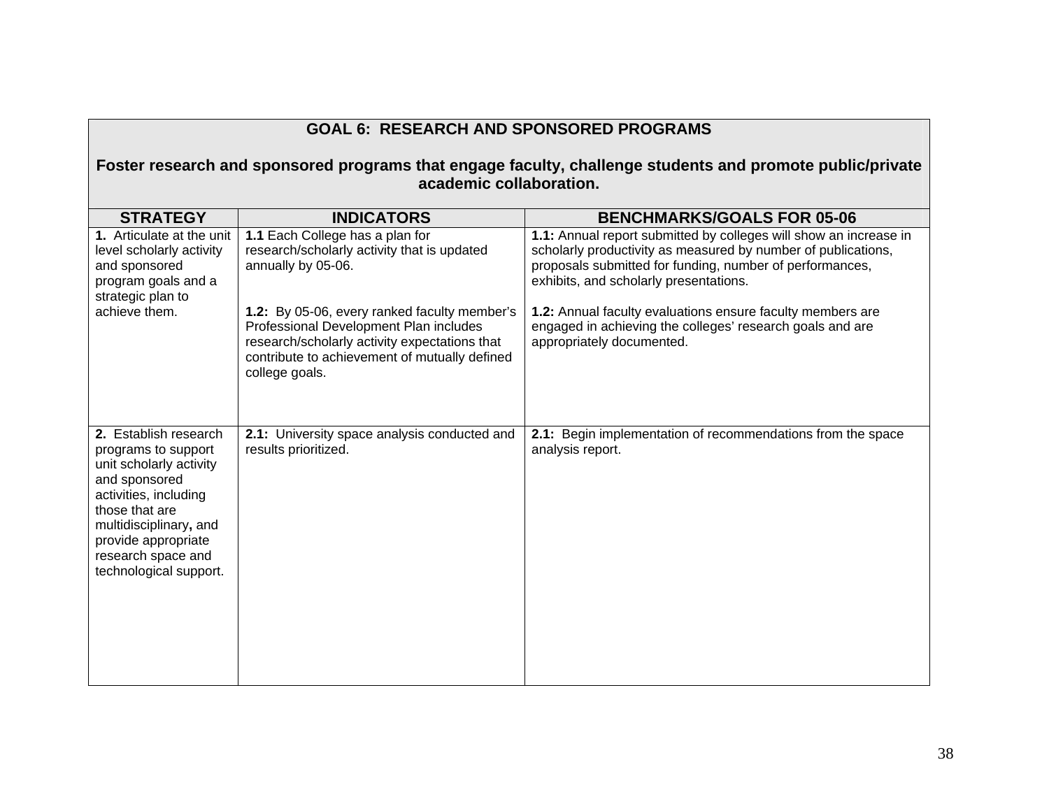| GOAL 6: RESEARCH AND SPONSORED PROGRAMS<br><br>Foster research and sponsored programs that engage faculty, challenge students and promote public/private academic collaboration. | | |
|---|---|---|
| **STRATEGY** | **INDICATORS** | **BENCHMARKS/GOALS FOR 05-06** |
| **1.** Articulate at the unit level scholarly activity and sponsored program goals and a strategic plan to achieve them. | **1.1** Each College has a plan for research/scholarly activity that is updated annually by 05-06.<br><br>**1.2:** By 05-06, every ranked faculty member's Professional Development Plan includes research/scholarly activity expectations that contribute to achievement of mutually defined college goals. | **1.1:** Annual report submitted by colleges will show an increase in scholarly productivity as measured by number of publications, proposals submitted for funding, number of performances, exhibits, and scholarly presentations.<br><br>**1.2:** Annual faculty evaluations ensure faculty members are engaged in achieving the colleges' research goals and are appropriately documented. |
| **2.** Establish research programs to support unit scholarly activity and sponsored activities, including those that are multidisciplinary**,** and provide appropriate research space and technological support. | **2.1:** University space analysis conducted and results prioritized. | **2.1:** Begin implementation of recommendations from the space analysis report. |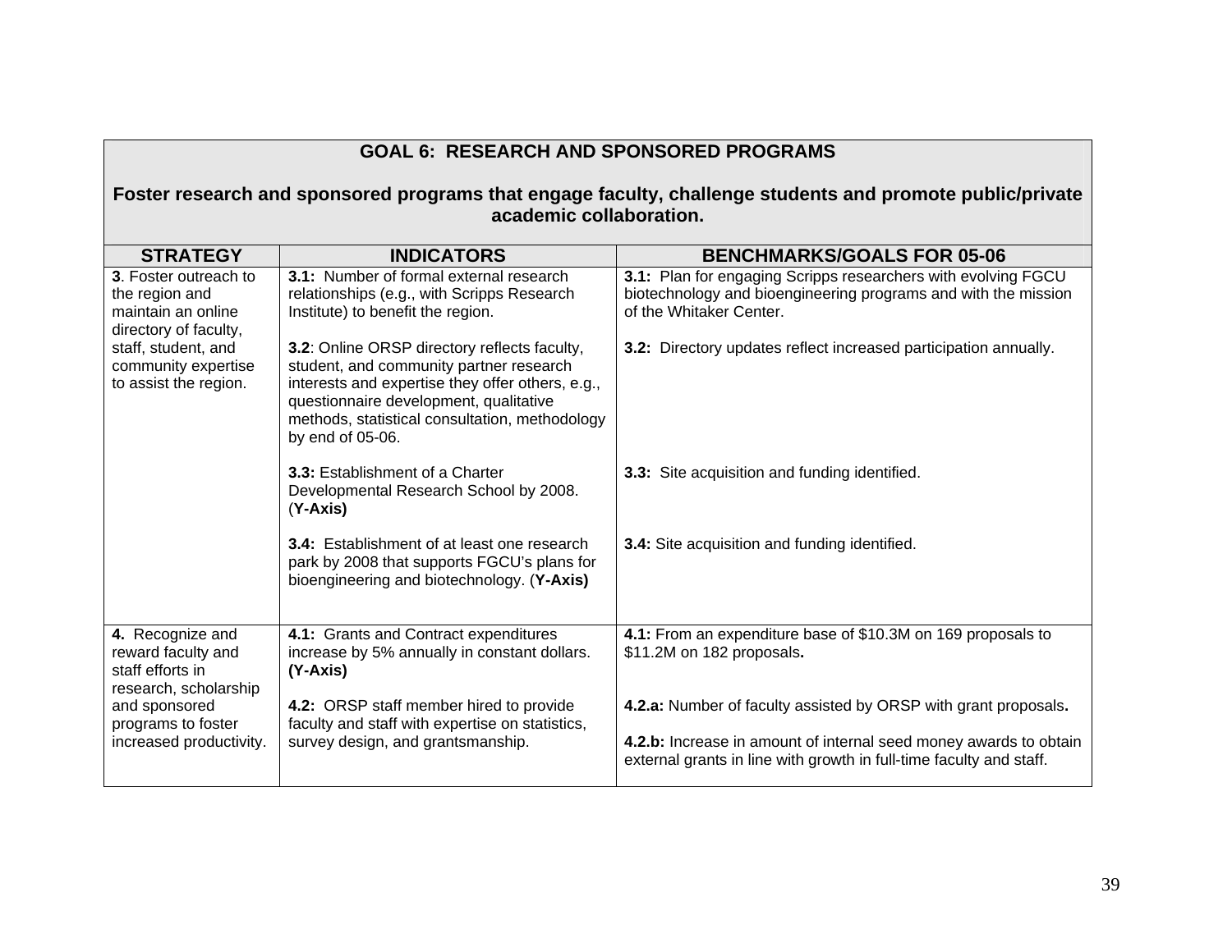| **GOAL 6: RESEARCH AND SPONSORED PROGRAMS**<br><br>**Foster research and sponsored programs that engage faculty, challenge students and promote public/private academic collaboration.** | | |
|---|---|---|
| **STRATEGY** | **INDICATORS** | **BENCHMARKS/GOALS FOR 05-06** |
| **3**. Foster outreach to the region and maintain an online directory of faculty, staff, student, and community expertise to assist the region. | **3.1:** Number of formal external research relationships (e.g., with Scripps Research Institute) to benefit the region.<br><br>**3.2**: Online ORSP directory reflects faculty, student, and community partner research interests and expertise they offer others, e.g., questionnaire development, qualitative methods, statistical consultation, methodology by end of 05-06.<br><br>**3.3:** Establishment of a Charter Developmental Research School by 2008. (**Y-Axis)**<br><br>**3.4:** Establishment of at least one research park by 2008 that supports FGCU's plans for bioengineering and biotechnology. (**Y-Axis)** | **3.1:** Plan for engaging Scripps researchers with evolving FGCU biotechnology and bioengineering programs and with the mission of the Whitaker Center.<br><br>**3.2:** Directory updates reflect increased participation annually.<br><br>**3.3:** Site acquisition and funding identified.<br><br>**3.4:** Site acquisition and funding identified. |
| **4.** Recognize and reward faculty and staff efforts in research, scholarship and sponsored programs to foster increased productivity. | **4.1:** Grants and Contract expenditures increase by 5% annually in constant dollars. **(Y-Axis)**<br><br>**4.2:** ORSP staff member hired to provide faculty and staff with expertise on statistics, survey design, and grantsmanship. | **4.1:** From an expenditure base of $10.3M on 169 proposals to $11.2M on 182 proposals**.**<br><br>**4.2.a:** Number of faculty assisted by ORSP with grant proposals**.**<br><br>**4.2.b:** Increase in amount of internal seed money awards to obtain external grants in line with growth in full-time faculty and staff. |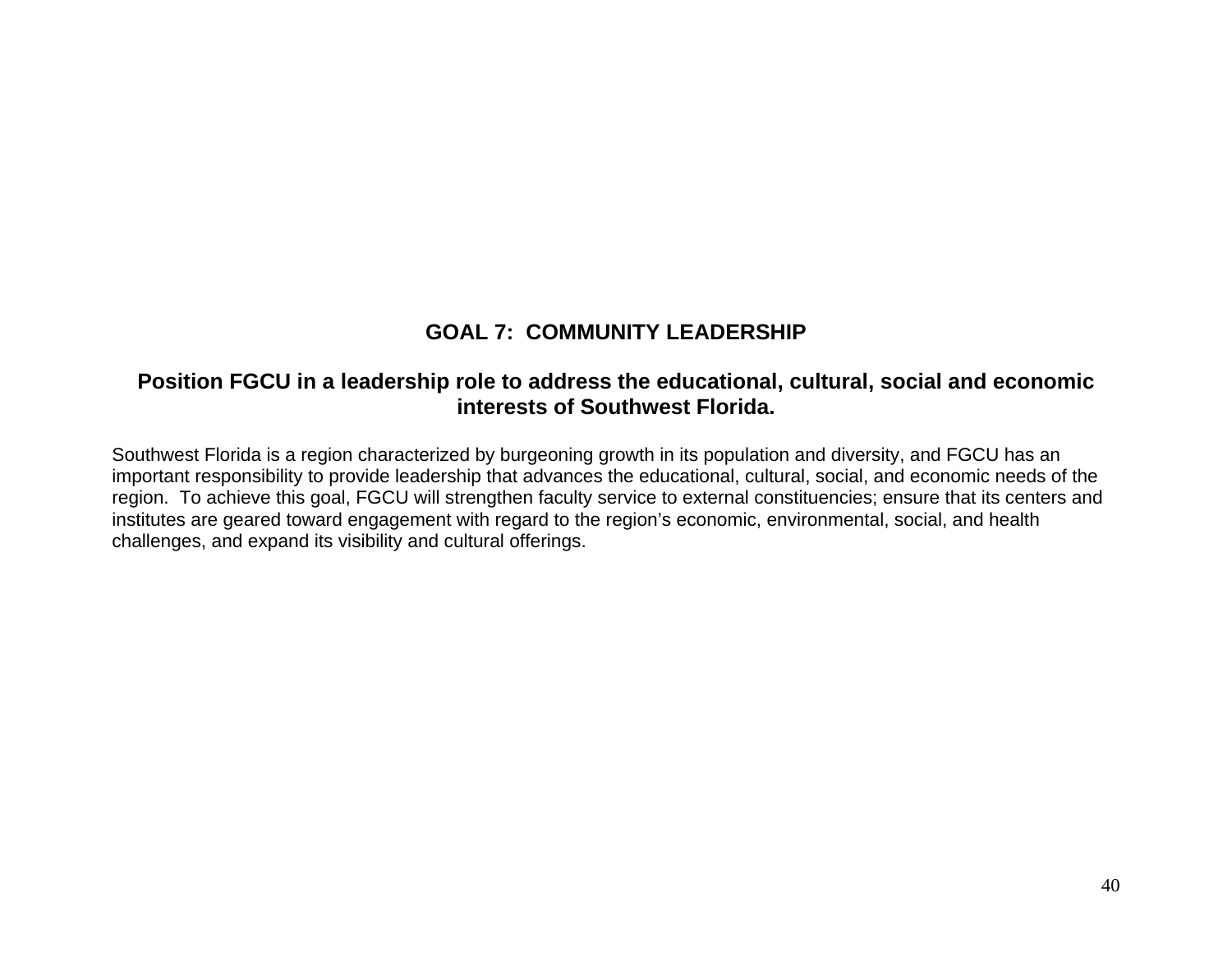# GOAL 7: COMMUNITY LEADERSHIP

## Position FGCU in a leadership role to address the educational, cultural, social and economic interests of Southwest Florida.

Southwest Florida is a region characterized by burgeoning growth in its population and diversity, and FGCU has an important responsibility to provide leadership that advances the educational, cultural, social, and economic needs of the region. To achieve this goal, FGCU will strengthen faculty service to external constituencies; ensure that its centers and institutes are geared toward engagement with regard to the region's economic, environmental, social, and health challenges, and expand its visibility and cultural offerings.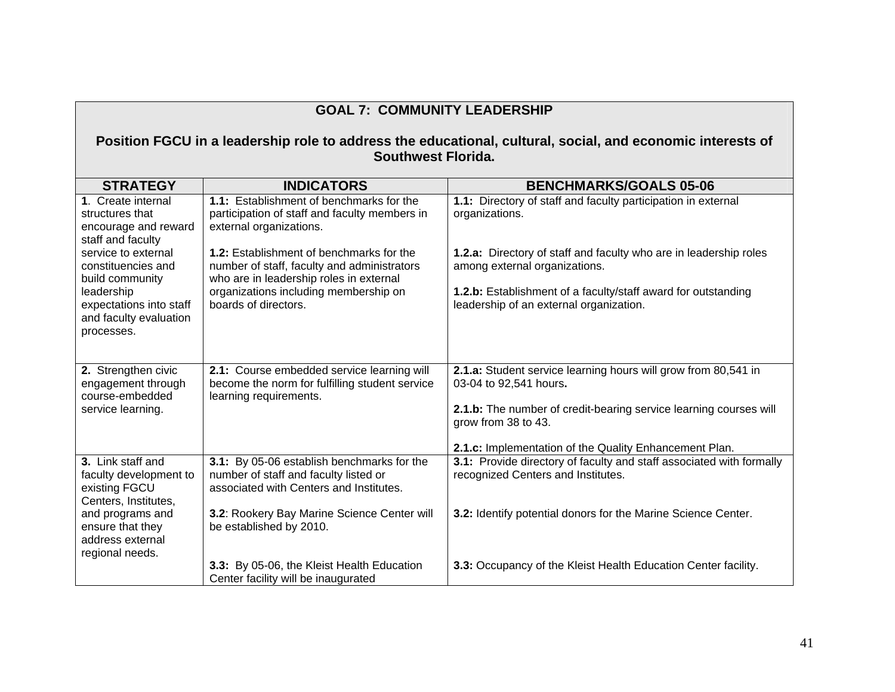## GOAL 7: COMMUNITY LEADERSHIP

**Position FGCU in a leadership role to address the educational, cultural, social, and economic interests of Southwest Florida.**

| STRATEGY | INDICATORS | BENCHMARKS/GOALS 05-06 |
|---|---|---|
| **1**. Create internal structures that encourage and reward staff and faculty service to external constituencies and build community leadership expectations into staff and faculty evaluation processes. | **1.1:** Establishment of benchmarks for the participation of staff and faculty members in external organizations.<br><br>**1.2:** Establishment of benchmarks for the number of staff, faculty and administrators who are in leadership roles in external organizations including membership on boards of directors. | **1.1:** Directory of staff and faculty participation in external organizations.<br><br>**1.2.a:** Directory of staff and faculty who are in leadership roles among external organizations.<br><br>**1.2.b:** Establishment of a faculty/staff award for outstanding leadership of an external organization. |
| **2.** Strengthen civic engagement through course-embedded service learning. | **2.1:** Course embedded service learning will become the norm for fulfilling student service learning requirements. | **2.1.a:** Student service learning hours will grow from 80,541 in 03-04 to 92,541 hours**.**<br><br>**2.1.b:** The number of credit-bearing service learning courses will grow from 38 to 43.<br><br>**2.1.c:** Implementation of the Quality Enhancement Plan. |
| **3.** Link staff and faculty development to existing FGCU Centers, Institutes, and programs and ensure that they address external regional needs. | **3.1:** By 05-06 establish benchmarks for the number of staff and faculty listed or associated with Centers and Institutes.<br><br>**3.2**: Rookery Bay Marine Science Center will be established by 2010.<br><br>**3.3:** By 05-06, the Kleist Health Education Center facility will be inaugurated | **3.1:** Provide directory of faculty and staff associated with formally recognized Centers and Institutes.<br><br>**3.2:** Identify potential donors for the Marine Science Center.<br><br>**3.3:** Occupancy of the Kleist Health Education Center facility. |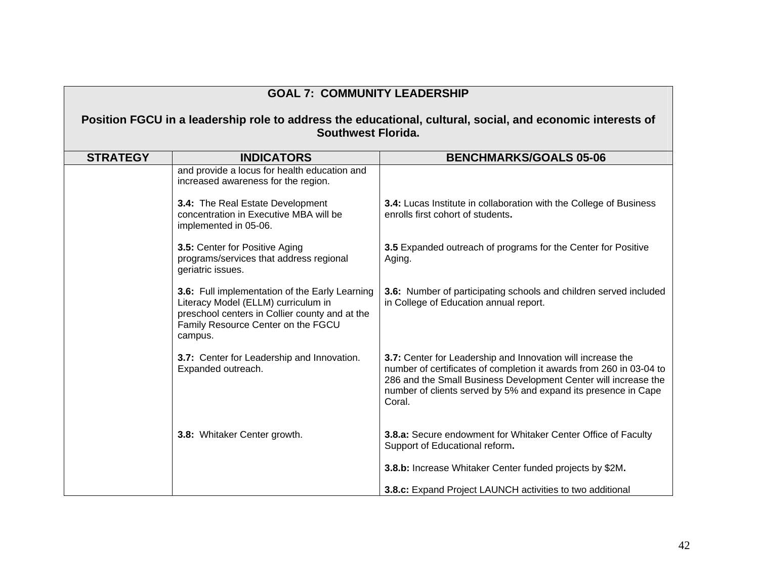| GOAL 7: COMMUNITY LEADERSHIP<br><br>Position FGCU in a leadership role to address the educational, cultural, social, and economic interests of Southwest Florida. | | |
|---|---|---|
| **STRATEGY** | **INDICATORS** | **BENCHMARKS/GOALS 05-06** |
| | and provide a locus for health education and increased awareness for the region. | |
| | **3.4:** The Real Estate Development concentration in Executive MBA will be implemented in 05-06. | **3.4:** Lucas Institute in collaboration with the College of Business enrolls first cohort of students**.** |
| | **3.5:** Center for Positive Aging programs/services that address regional geriatric issues. | **3.5** Expanded outreach of programs for the Center for Positive Aging. |
| | **3.6:** Full implementation of the Early Learning Literacy Model (ELLM) curriculum in preschool centers in Collier county and at the Family Resource Center on the FGCU campus. | **3.6:** Number of participating schools and children served included in College of Education annual report. |
| | **3.7:** Center for Leadership and Innovation. Expanded outreach. | **3.7:** Center for Leadership and Innovation will increase the number of certificates of completion it awards from 260 in 03-04 to 286 and the Small Business Development Center will increase the number of clients served by 5% and expand its presence in Cape Coral. |
| | **3.8:** Whitaker Center growth. | **3.8.a:** Secure endowment for Whitaker Center Office of Faculty Support of Educational reform**.**<br><br>**3.8.b:** Increase Whitaker Center funded projects by $2M**.**<br><br>**3.8.c:** Expand Project LAUNCH activities to two additional |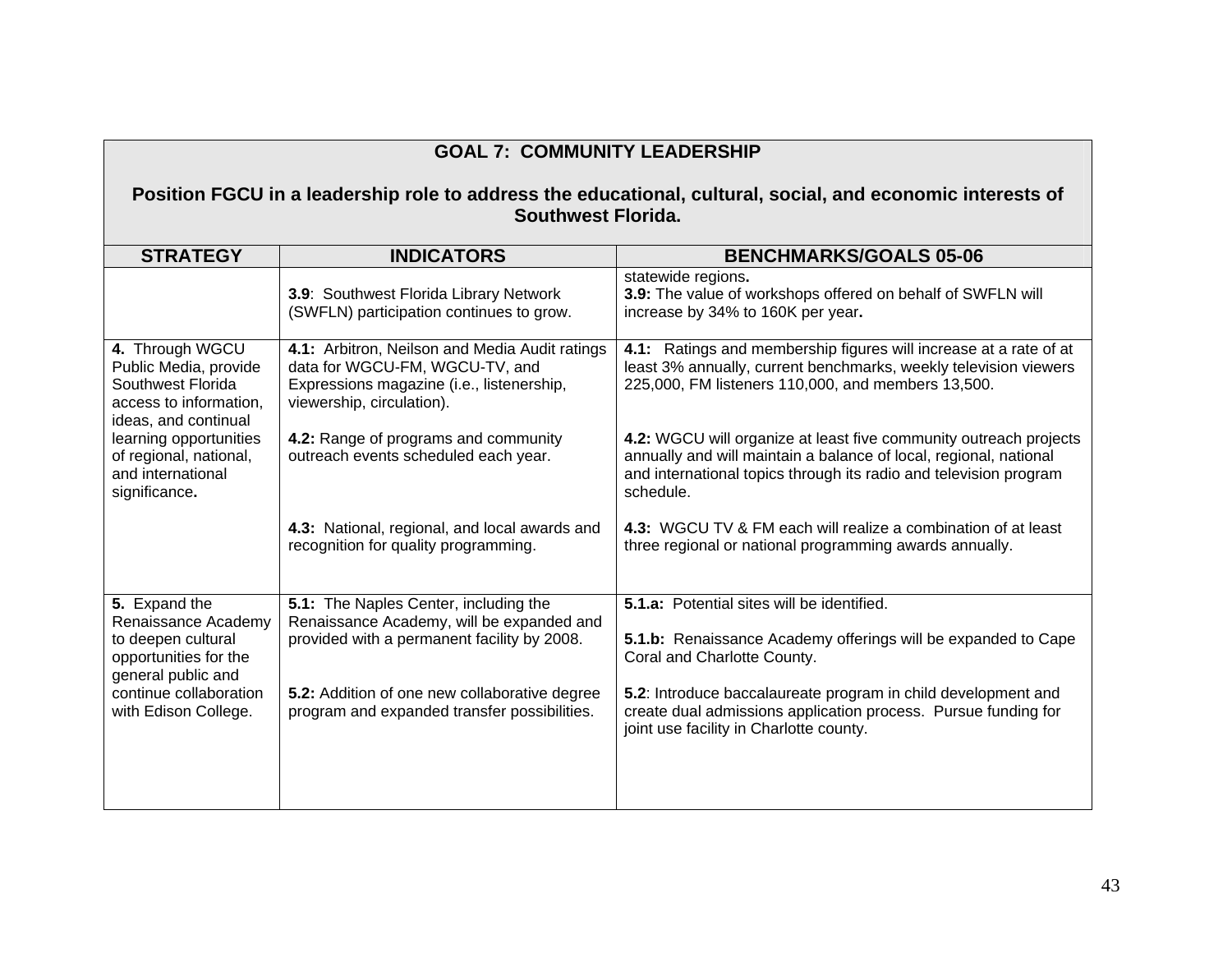| GOAL 7: COMMUNITY LEADERSHIP<br><br>Position FGCU in a leadership role to address the educational, cultural, social, and economic interests of Southwest Florida. | | |
|---|---|---|
| **STRATEGY** | **INDICATORS** | **BENCHMARKS/GOALS 05-06** |
| | **3.9**: Southwest Florida Library Network (SWFLN) participation continues to grow. | statewide regions**.**<br>**3.9:** The value of workshops offered on behalf of SWFLN will increase by 34% to 160K per year**.** |
| **4.** Through WGCU Public Media, provide Southwest Florida access to information, ideas, and continual learning opportunities of regional, national, and international significance**.** | **4.1:** Arbitron, Neilson and Media Audit ratings data for WGCU-FM, WGCU-TV, and Expressions magazine (i.e., listenership, viewership, circulation).<br><br>**4.2:** Range of programs and community outreach events scheduled each year.<br><br>**4.3:** National, regional, and local awards and recognition for quality programming. | **4.1:** Ratings and membership figures will increase at a rate of at least 3% annually, current benchmarks, weekly television viewers 225,000, FM listeners 110,000, and members 13,500.<br><br>**4.2:** WGCU will organize at least five community outreach projects annually and will maintain a balance of local, regional, national and international topics through its radio and television program schedule.<br><br>**4.3:** WGCU TV & FM each will realize a combination of at least three regional or national programming awards annually. |
| **5.** Expand the Renaissance Academy to deepen cultural opportunities for the general public and continue collaboration with Edison College. | **5.1:** The Naples Center, including the Renaissance Academy, will be expanded and provided with a permanent facility by 2008.<br><br>**5.2:** Addition of one new collaborative degree program and expanded transfer possibilities. | **5.1.a:** Potential sites will be identified.<br><br>**5.1.b:** Renaissance Academy offerings will be expanded to Cape Coral and Charlotte County.<br><br>**5.2**: Introduce baccalaureate program in child development and create dual admissions application process. Pursue funding for joint use facility in Charlotte county. |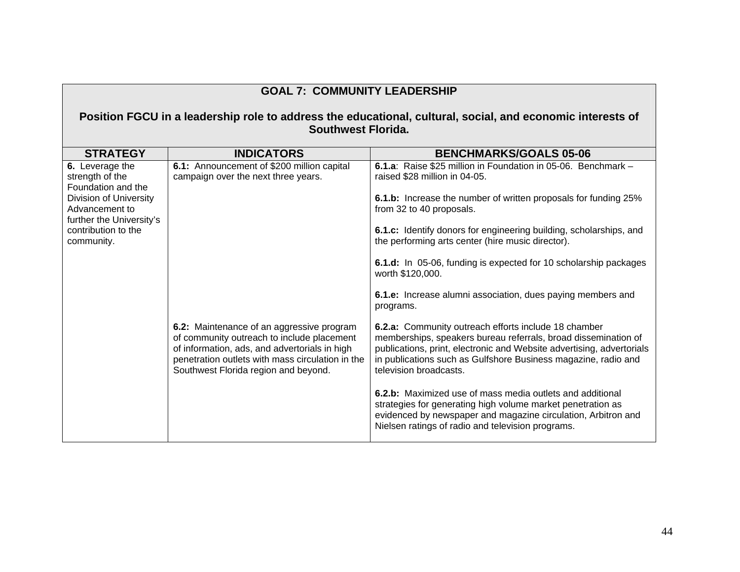## GOAL 7: COMMUNITY LEADERSHIP

**Position FGCU in a leadership role to address the educational, cultural, social, and economic interests of Southwest Florida.**

| STRATEGY | INDICATORS | BENCHMARKS/GOALS 05-06 |
|---|---|---|
| **6.** Leverage the strength of the Foundation and the Division of University Advancement to further the University's contribution to the community. | **6.1:** Announcement of $200 million capital campaign over the next three years. | **6.1.a**: Raise $25 million in Foundation in 05-06. Benchmark – raised $28 million in 04-05.<br><br>**6.1.b:** Increase the number of written proposals for funding 25% from 32 to 40 proposals.<br><br>**6.1.c:** Identify donors for engineering building, scholarships, and the performing arts center (hire music director).<br><br>**6.1.d:** In 05-06, funding is expected for 10 scholarship packages worth $120,000.<br><br>**6.1.e:** Increase alumni association, dues paying members and programs. |
| | **6.2:** Maintenance of an aggressive program of community outreach to include placement of information, ads, and advertorials in high penetration outlets with mass circulation in the Southwest Florida region and beyond. | **6.2.a:** Community outreach efforts include 18 chamber memberships, speakers bureau referrals, broad dissemination of publications, print, electronic and Website advertising, advertorials in publications such as Gulfshore Business magazine, radio and television broadcasts.<br><br>**6.2.b:** Maximized use of mass media outlets and additional strategies for generating high volume market penetration as evidenced by newspaper and magazine circulation, Arbitron and Nielsen ratings of radio and television programs. |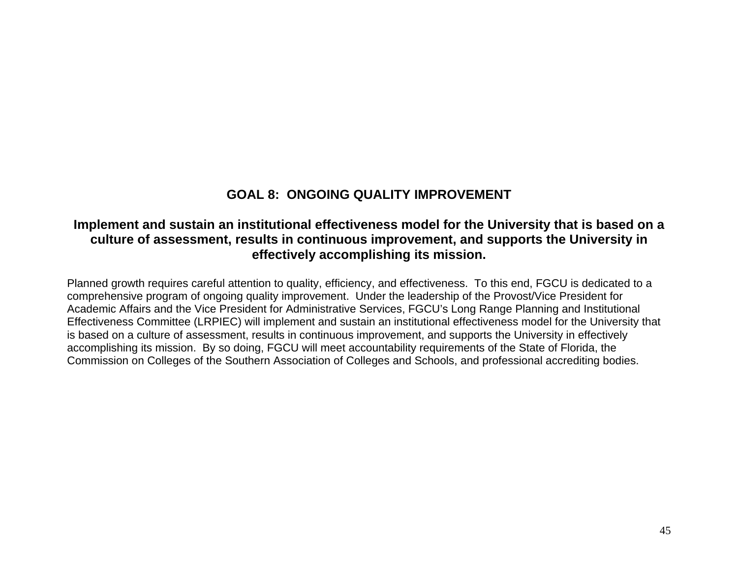## GOAL 8: ONGOING QUALITY IMPROVEMENT

**Implement and sustain an institutional effectiveness model for the University that is based on a culture of assessment, results in continuous improvement, and supports the University in effectively accomplishing its mission.**

Planned growth requires careful attention to quality, efficiency, and effectiveness. To this end, FGCU is dedicated to a comprehensive program of ongoing quality improvement. Under the leadership of the Provost/Vice President for Academic Affairs and the Vice President for Administrative Services, FGCU's Long Range Planning and Institutional Effectiveness Committee (LRPIEC) will implement and sustain an institutional effectiveness model for the University that is based on a culture of assessment, results in continuous improvement, and supports the University in effectively accomplishing its mission. By so doing, FGCU will meet accountability requirements of the State of Florida, the Commission on Colleges of the Southern Association of Colleges and Schools, and professional accrediting bodies.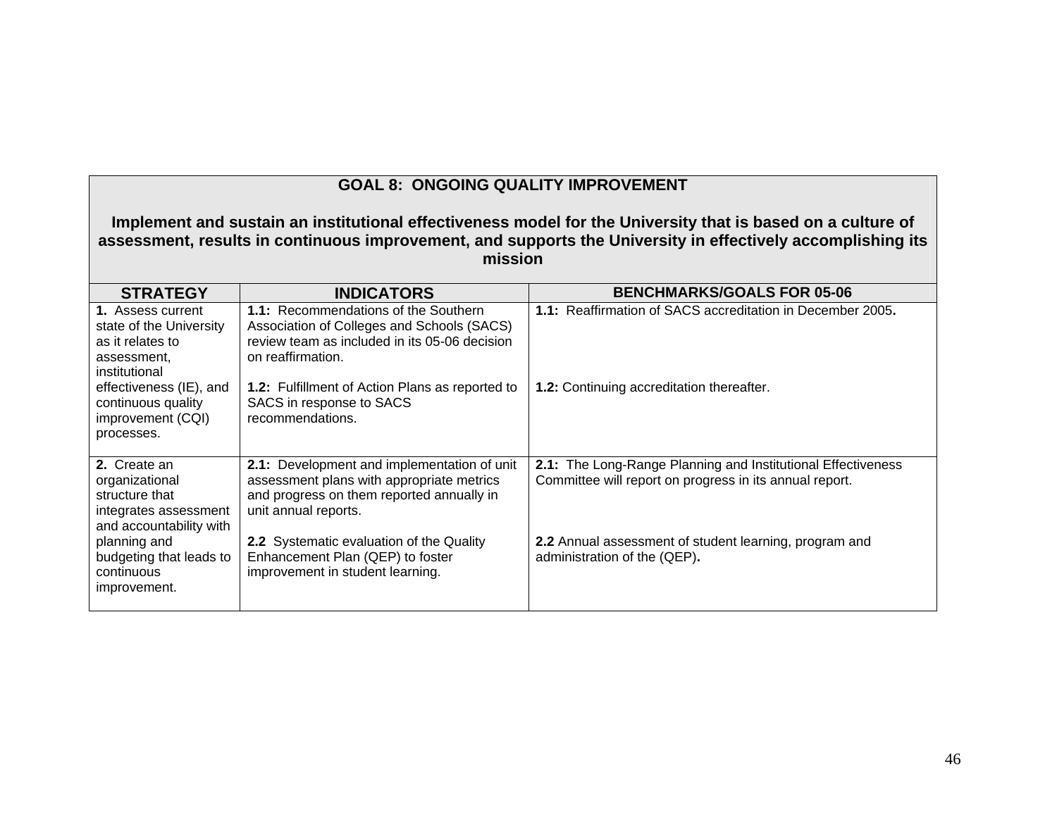## GOAL 8: ONGOING QUALITY IMPROVEMENT

**Implement and sustain an institutional effectiveness model for the University that is based on a culture of assessment, results in continuous improvement, and supports the University in effectively accomplishing its mission**

| STRATEGY | INDICATORS | BENCHMARKS/GOALS FOR 05-06 |
|---|---|---|
| **1.** Assess current state of the University as it relates to assessment, institutional effectiveness (IE), and continuous quality improvement (CQI) processes. | **1.1:** Recommendations of the Southern Association of Colleges and Schools (SACS) review team as included in its 05-06 decision on reaffirmation.<br><br>**1.2:** Fulfillment of Action Plans as reported to SACS in response to SACS recommendations. | **1.1:** Reaffirmation of SACS accreditation in December 2005**.**<br><br>**1.2:** Continuing accreditation thereafter. |
| **2.** Create an organizational structure that integrates assessment and accountability with planning and budgeting that leads to continuous improvement. | **2.1:** Development and implementation of unit assessment plans with appropriate metrics and progress on them reported annually in unit annual reports.<br><br>**2.2** Systematic evaluation of the Quality Enhancement Plan (QEP) to foster improvement in student learning. | **2.1:** The Long-Range Planning and Institutional Effectiveness Committee will report on progress in its annual report.<br><br>**2.2** Annual assessment of student learning, program and administration of the (QEP)**.** |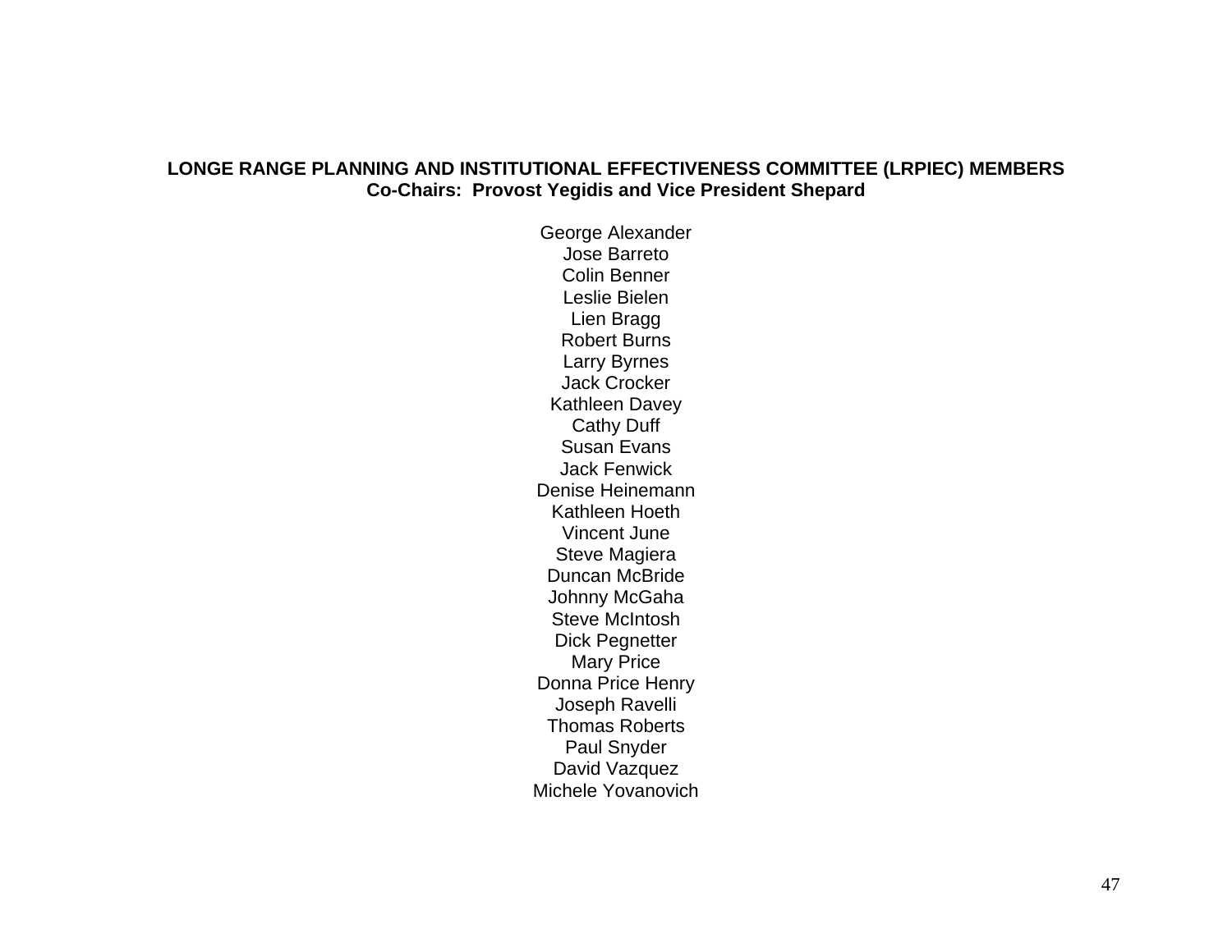**LONGE RANGE PLANNING AND INSTITUTIONAL EFFECTIVENESS COMMITTEE (LRPIEC) MEMBERS**
**Co-Chairs: Provost Yegidis and Vice President Shepard**

George Alexander
Jose Barreto
Colin Benner
Leslie Bielen
Lien Bragg
Robert Burns
Larry Byrnes
Jack Crocker
Kathleen Davey
Cathy Duff
Susan Evans
Jack Fenwick
Denise Heinemann
Kathleen Hoeth
Vincent June
Steve Magiera
Duncan McBride
Johnny McGaha
Steve McIntosh
Dick Pegnetter
Mary Price
Donna Price Henry
Joseph Ravelli
Thomas Roberts
Paul Snyder
David Vazquez
Michele Yovanovich